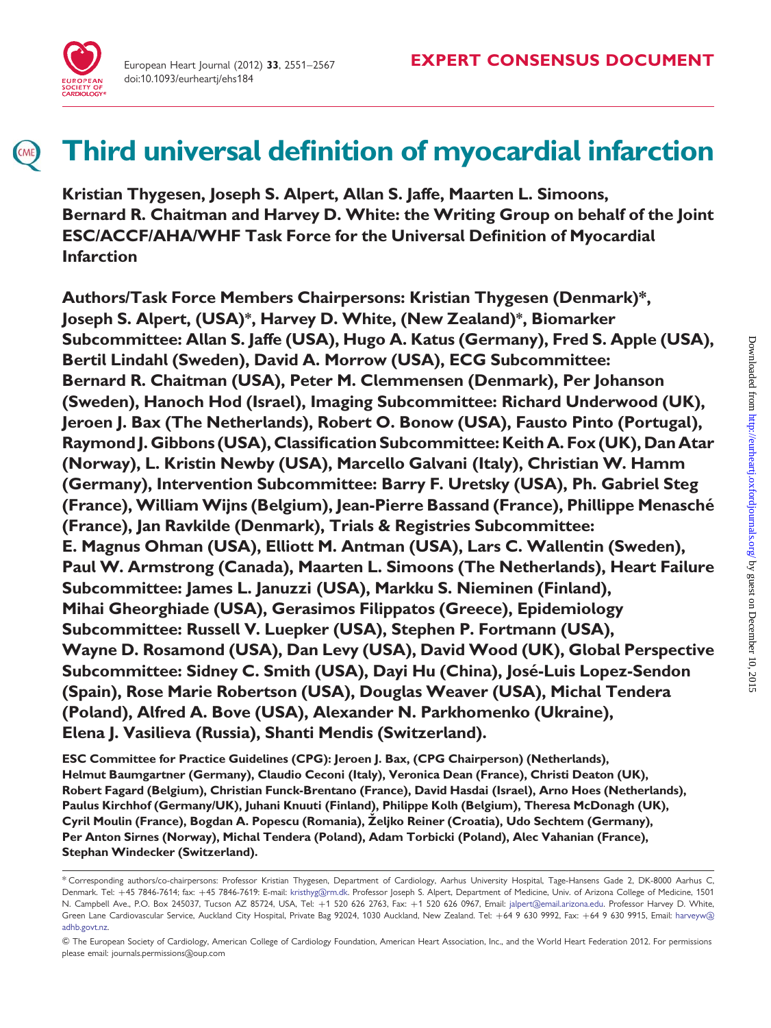**EXPERT CONSENSUS DOCUMENT**

# Third universal definition of myocardial infarction

**Kristian Thygesen, Joseph S. Alpert, Allan S. Jaffe, Maarten L. Simoons, Bernard R. Chaitman and Harvey D. White: the Writing Group on behalf of the Joint ESC/ACCF/AHA/WHF Task Force for the Universal Definition of Myocardial Infarction**

**Authors/Task Force Members Chairpersons: Kristian Thygesen (Denmark)\*, Joseph S. Alpert, (USA)\*, Harvey D. White, (New Zealand)\*, Biomarker Subcommittee: Allan S. Jaffe (USA), Hugo A. Katus (Germany), Fred S. Apple (USA), Bertil Lindahl (Sweden), David A. Morrow (USA), ECG Subcommittee: Bernard R. Chaitman (USA), Peter M. Clemmensen (Denmark), Per Johanson (Sweden), Hanoch Hod (Israel), Imaging Subcommittee: Richard Underwood (UK), Jeroen J. Bax (The Netherlands), Robert O. Bonow (USA), Fausto Pinto (Portugal), Raymond J. Gibbons (USA), Classification Subcommittee: Keith A. Fox (UK), Dan Atar (Norway), L. Kristin Newby (USA), Marcello Galvani (Italy), Christian W. Hamm (Germany), Intervention Subcommittee: Barry F. Uretsky (USA), Ph. Gabriel Steg (France), William Wijns (Belgium), Jean-Pierre Bassand (France), Phillippe Menasché (France), Jan Ravkilde (Denmark), Trials & Registries Subcommittee: E. Magnus Ohman (USA), Elliott M. Antman (USA), Lars C. Wallentin (Sweden), Paul W. Armstrong (Canada), Maarten L. Simoons (The Netherlands), Heart Failure Subcommittee: James L. Januzzi (USA), Markku S. Nieminen (Finland), Mihai Gheorghiade (USA), Gerasimos Filippatos (Greece), Epidemiology Subcommittee: Russell V. Luepker (USA), Stephen P. Fortmann (USA), Wayne D. Rosamond (USA), Dan Levy (USA), David Wood (UK), Global Perspective Subcommittee: Sidney C. Smith (USA), Dayi Hu (China), José-Luis Lopez-Sendon (Spain), Rose Marie Robertson (USA), Douglas Weaver (USA), Michal Tendera (Poland), Alfred A. Bove (USA), Alexander N. Parkhomenko (Ukraine), Elena J. Vasilieva (Russia), Shanti Mendis (Switzerland).**

**ESC Committee for Practice Guidelines (CPG): Jeroen J. Bax, (CPG Chairperson) (Netherlands), Helmut Baumgartner (Germany), Claudio Ceconi (Italy), Veronica Dean (France), Christi Deaton (UK), Robert Fagard (Belgium), Christian Funck-Brentano (France), David Hasdai (Israel), Arno Hoes (Netherlands), Paulus Kirchhof (Germany/UK), Juhani Knuuti (Finland), Philippe Kolh (Belgium), Theresa McDonagh (UK), Cyril Moulin (France), Bogdan A. Popescu (Romania), Željko Reiner (Croatia), Udo Sechtem (Germany), Per Anton Sirnes (Norway), Michal Tendera (Poland), Adam Torbicki (Poland), Alec Vahanian (France), Stephan Windecker (Switzerland).**

\* Corresponding authors/co-chairpersons: Professor Kristian Thygesen, Department of Cardiology, Aarhus University Hospital, Tage-Hansens Gade 2, DK-8000 Aarhus C, Denmark. Tel: +45 7846-7614; fax: +45 7846-7619: E-mail: kristhyg@rm.dk. Professor Joseph S. Alpert, Department of Medicine, Univ. of Arizona College of Medicine, 1501 N. Campbell Ave., P.O. Box 245037, Tucson AZ 85724, USA, Tel: +1 520 626 2763, Fax: +1 520 626 0967, Email: jalpert@email.arizona.edu. Professor Harvey D. White, Green Lane Cardiovascular Service, Auckland City Hospital, Private Bag 92024, 1030 Auckland, New Zealand. Tel: +64 9 630 9992, Fax: +64 9 630 9915, Email: harveyw@adhb.govt.nz.

© The European Society of Cardiology, American College of Cardiology Foundation, American Heart Association, Inc., and the World Heart Federation 2012. For permissions please email: journals.permissions@oup.com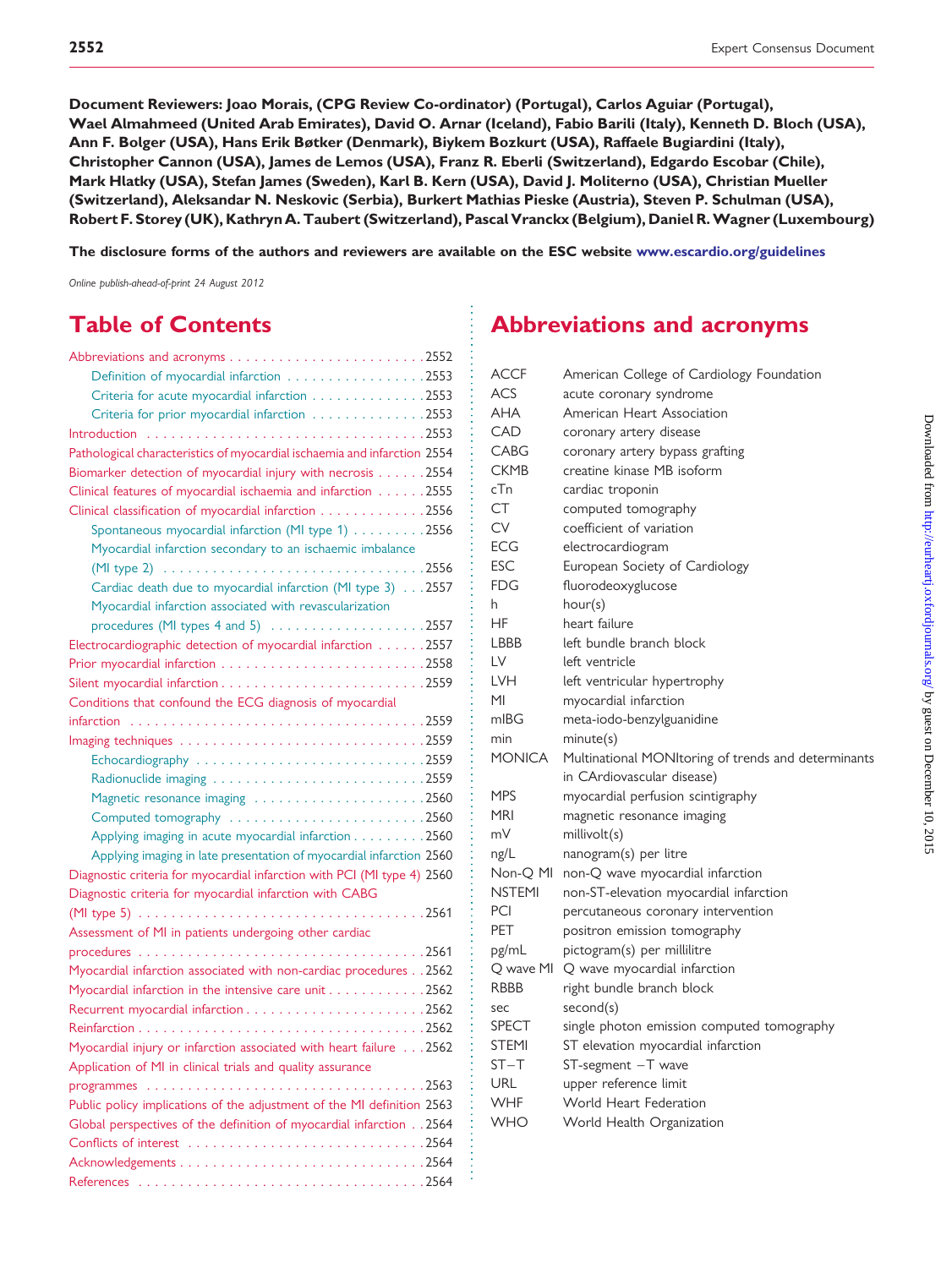**Document Reviewers: Joao Morais, (CPG Review Co-ordinator) (Portugal), Carlos Aguiar (Portugal), Wael Almahmeed (United Arab Emirates), David O. Arnar (Iceland), Fabio Barili (Italy), Kenneth D. Bloch (USA), Ann F. Bolger (USA), Hans Erik Bøtker (Denmark), Biykem Bozkurt (USA), Raffaele Bugiardini (Italy), Christopher Cannon (USA), James de Lemos (USA), Franz R. Eberli (Switzerland), Edgardo Escobar (Chile), Mark Hlatky (USA), Stefan James (Sweden), Karl B. Kern (USA), David J. Moliterno (USA), Christian Mueller (Switzerland), Aleksandar N. Neskovic (Serbia), Burkert Mathias Pieske (Austria), Steven P. Schulman (USA), Robert F. Storey (UK), Kathryn A. Taubert (Switzerland), Pascal Vranckx (Belgium), Daniel R. Wagner (Luxembourg)**

**The disclosure forms of the authors and reviewers are available on the ESC website www.escardio.org/guidelines**

*Online publish-ahead-of-print 24 August 2012*

# Table of Contents

- Abbreviations and acronyms . . . 2552
  - Definition of myocardial infarction . . . 2553
  - Criteria for acute myocardial infarction . . . 2553
  - Criteria for prior myocardial infarction . . . 2553
- Introduction . . . 2553
- Pathological characteristics of myocardial ischaemia and infarction 2554
- Biomarker detection of myocardial injury with necrosis . . . 2554
- Clinical features of myocardial ischaemia and infarction . . . 2555
- Clinical classification of myocardial infarction . . . 2556
  - Spontaneous myocardial infarction (MI type 1) . . . 2556
  - Myocardial infarction secondary to an ischaemic imbalance (MI type 2) . . . 2556
  - Cardiac death due to myocardial infarction (MI type 3) . . . 2557
  - Myocardial infarction associated with revascularization procedures (MI types 4 and 5) . . . 2557
- Electrocardiographic detection of myocardial infarction . . . 2557
- Prior myocardial infarction . . . 2558
- Silent myocardial infarction . . . 2559
- Conditions that confound the ECG diagnosis of myocardial infarction . . . 2559
- Imaging techniques . . . 2559
  - Echocardiography . . . 2559
  - Radionuclide imaging . . . 2559
  - Magnetic resonance imaging . . . 2560
  - Computed tomography . . . 2560
  - Applying imaging in acute myocardial infarction . . . 2560
  - Applying imaging in late presentation of myocardial infarction 2560
- Diagnostic criteria for myocardial infarction with PCI (MI type 4) 2560
- Diagnostic criteria for myocardial infarction with CABG (MI type 5) . . . 2561
- Assessment of MI in patients undergoing other cardiac procedures . . . 2561
- Myocardial infarction associated with non-cardiac procedures . . 2562
- Myocardial infarction in the intensive care unit . . . 2562
- Recurrent myocardial infarction . . . 2562
- Reinfarction . . . 2562
- Myocardial injury or infarction associated with heart failure . . . 2562
- Application of MI in clinical trials and quality assurance programmes . . . 2563
- Public policy implications of the adjustment of the MI definition 2563
- Global perspectives of the definition of myocardial infarction . . 2564
- Conflicts of interest . . . 2564
- Acknowledgements . . . 2564
- References . . . 2564

# Abbreviations and acronyms

| | |
|---|---|
| ACCF | American College of Cardiology Foundation |
| ACS | acute coronary syndrome |
| AHA | American Heart Association |
| CAD | coronary artery disease |
| CABG | coronary artery bypass grafting |
| CKMB | creatine kinase MB isoform |
| cTn | cardiac troponin |
| CT | computed tomography |
| CV | coefficient of variation |
| ECG | electrocardiogram |
| ESC | European Society of Cardiology |
| FDG | fluorodeoxyglucose |
| h | hour(s) |
| HF | heart failure |
| LBBB | left bundle branch block |
| LV | left ventricle |
| LVH | left ventricular hypertrophy |
| MI | myocardial infarction |
| mIBG | meta-iodo-benzylguanidine |
| min | minute(s) |
| MONICA | Multinational MONItoring of trends and determinants in CArdiovascular disease) |
| MPS | myocardial perfusion scintigraphy |
| MRI | magnetic resonance imaging |
| mV | millivolt(s) |
| ng/L | nanogram(s) per litre |
| Non-Q MI | non-Q wave myocardial infarction |
| NSTEMI | non-ST-elevation myocardial infarction |
| PCI | percutaneous coronary intervention |
| PET | positron emission tomography |
| pg/mL | pictogram(s) per millilitre |
| Q wave MI | Q wave myocardial infarction |
| RBBB | right bundle branch block |
| sec | second(s) |
| SPECT | single photon emission computed tomography |
| STEMI | ST elevation myocardial infarction |
| ST–T | ST-segment –T wave |
| URL | upper reference limit |
| WHF | World Heart Federation |
| WHO | World Health Organization |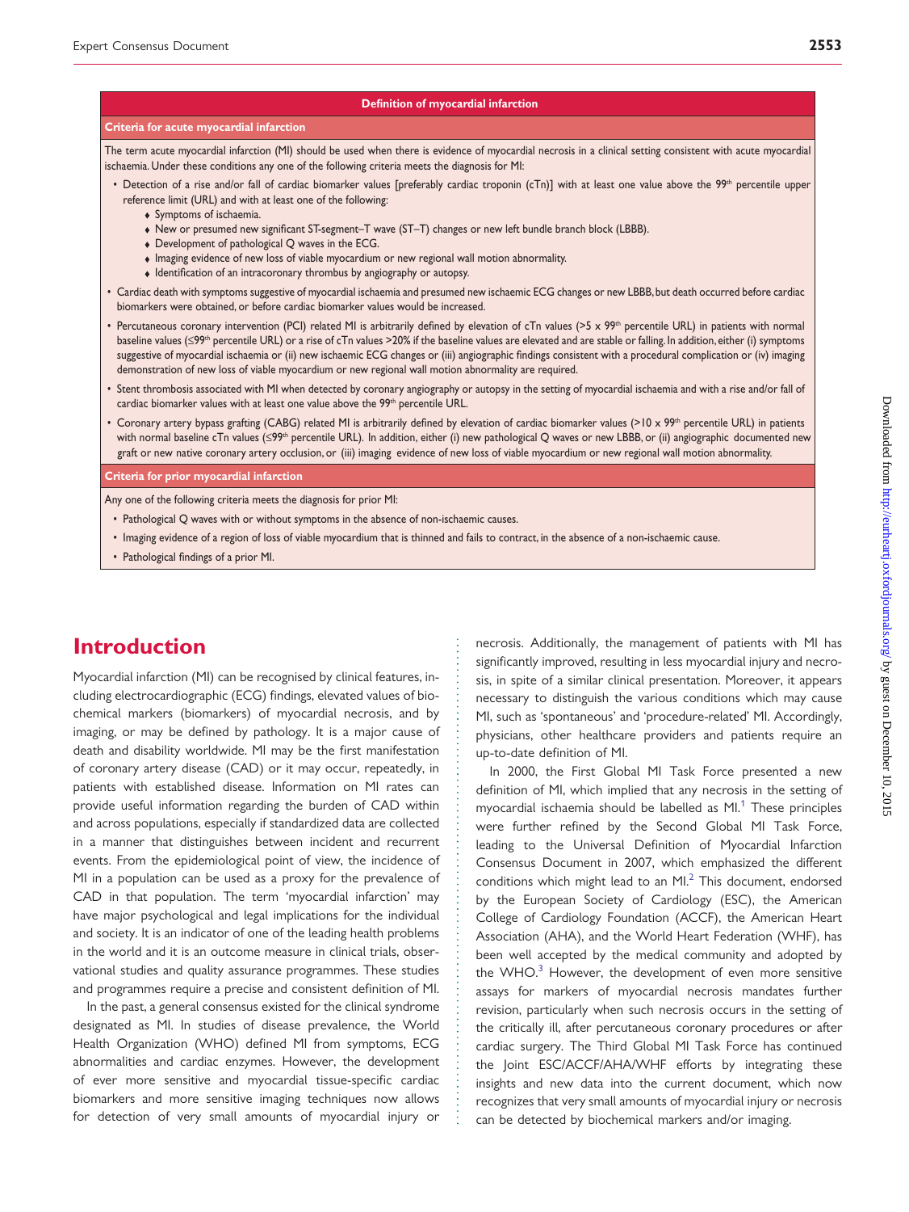**Definition of myocardial infarction**

**Criteria for acute myocardial infarction**

The term acute myocardial infarction (MI) should be used when there is evidence of myocardial necrosis in a clinical setting consistent with acute myocardial ischaemia. Under these conditions any one of the following criteria meets the diagnosis for MI:

- Detection of a rise and/or fall of cardiac biomarker values [preferably cardiac troponin (cTn)] with at least one value above the 99th percentile upper reference limit (URL) and with at least one of the following:
  - Symptoms of ischaemia.
  - New or presumed new significant ST-segment–T wave (ST–T) changes or new left bundle branch block (LBBB).
  - Development of pathological Q waves in the ECG.
  - Imaging evidence of new loss of viable myocardium or new regional wall motion abnormality.
  - Identification of an intracoronary thrombus by angiography or autopsy.
- Cardiac death with symptoms suggestive of myocardial ischaemia and presumed new ischaemic ECG changes or new LBBB, but death occurred before cardiac biomarkers were obtained, or before cardiac biomarker values would be increased.
- Percutaneous coronary intervention (PCI) related MI is arbitrarily defined by elevation of cTn values (>5 x 99th percentile URL) in patients with normal baseline values (≤99th percentile URL) or a rise of cTn values >20% if the baseline values are elevated and are stable or falling. In addition, either (i) symptoms suggestive of myocardial ischaemia or (ii) new ischaemic ECG changes or (iii) angiographic findings consistent with a procedural complication or (iv) imaging demonstration of new loss of viable myocardium or new regional wall motion abnormality are required.
- Stent thrombosis associated with MI when detected by coronary angiography or autopsy in the setting of myocardial ischaemia and with a rise and/or fall of cardiac biomarker values with at least one value above the 99th percentile URL.
- Coronary artery bypass grafting (CABG) related MI is arbitrarily defined by elevation of cardiac biomarker values (>10 x 99th percentile URL) in patients with normal baseline cTn values (≤99th percentile URL). In addition, either (i) new pathological Q waves or new LBBB, or (ii) angiographic documented new graft or new native coronary artery occlusion, or (iii) imaging evidence of new loss of viable myocardium or new regional wall motion abnormality.

**Criteria for prior myocardial infarction**

Any one of the following criteria meets the diagnosis for prior MI:

- Pathological Q waves with or without symptoms in the absence of non-ischaemic causes.
- Imaging evidence of a region of loss of viable myocardium that is thinned and fails to contract, in the absence of a non-ischaemic cause.
- Pathological findings of a prior MI.

# Introduction

Myocardial infarction (MI) can be recognised by clinical features, including electrocardiographic (ECG) findings, elevated values of biochemical markers (biomarkers) of myocardial necrosis, and by imaging, or may be defined by pathology. It is a major cause of death and disability worldwide. MI may be the first manifestation of coronary artery disease (CAD) or it may occur, repeatedly, in patients with established disease. Information on MI rates can provide useful information regarding the burden of CAD within and across populations, especially if standardized data are collected in a manner that distinguishes between incident and recurrent events. From the epidemiological point of view, the incidence of MI in a population can be used as a proxy for the prevalence of CAD in that population. The term 'myocardial infarction' may have major psychological and legal implications for the individual and society. It is an indicator of one of the leading health problems in the world and it is an outcome measure in clinical trials, observational studies and quality assurance programmes. These studies and programmes require a precise and consistent definition of MI.

In the past, a general consensus existed for the clinical syndrome designated as MI. In studies of disease prevalence, the World Health Organization (WHO) defined MI from symptoms, ECG abnormalities and cardiac enzymes. However, the development of ever more sensitive and myocardial tissue-specific cardiac biomarkers and more sensitive imaging techniques now allows for detection of very small amounts of myocardial injury or necrosis. Additionally, the management of patients with MI has significantly improved, resulting in less myocardial injury and necrosis, in spite of a similar clinical presentation. Moreover, it appears necessary to distinguish the various conditions which may cause MI, such as 'spontaneous' and 'procedure-related' MI. Accordingly, physicians, other healthcare providers and patients require an up-to-date definition of MI.

In 2000, the First Global MI Task Force presented a new definition of MI, which implied that any necrosis in the setting of myocardial ischaemia should be labelled as MI.[1] These principles were further refined by the Second Global MI Task Force, leading to the Universal Definition of Myocardial Infarction Consensus Document in 2007, which emphasized the different conditions which might lead to an MI.[2] This document, endorsed by the European Society of Cardiology (ESC), the American College of Cardiology Foundation (ACCF), the American Heart Association (AHA), and the World Heart Federation (WHF), has been well accepted by the medical community and adopted by the WHO.[3] However, the development of even more sensitive assays for markers of myocardial necrosis mandates further revision, particularly when such necrosis occurs in the setting of the critically ill, after percutaneous coronary procedures or after cardiac surgery. The Third Global MI Task Force has continued the Joint ESC/ACCF/AHA/WHF efforts by integrating these insights and new data into the current document, which now recognizes that very small amounts of myocardial injury or necrosis can be detected by biochemical markers and/or imaging.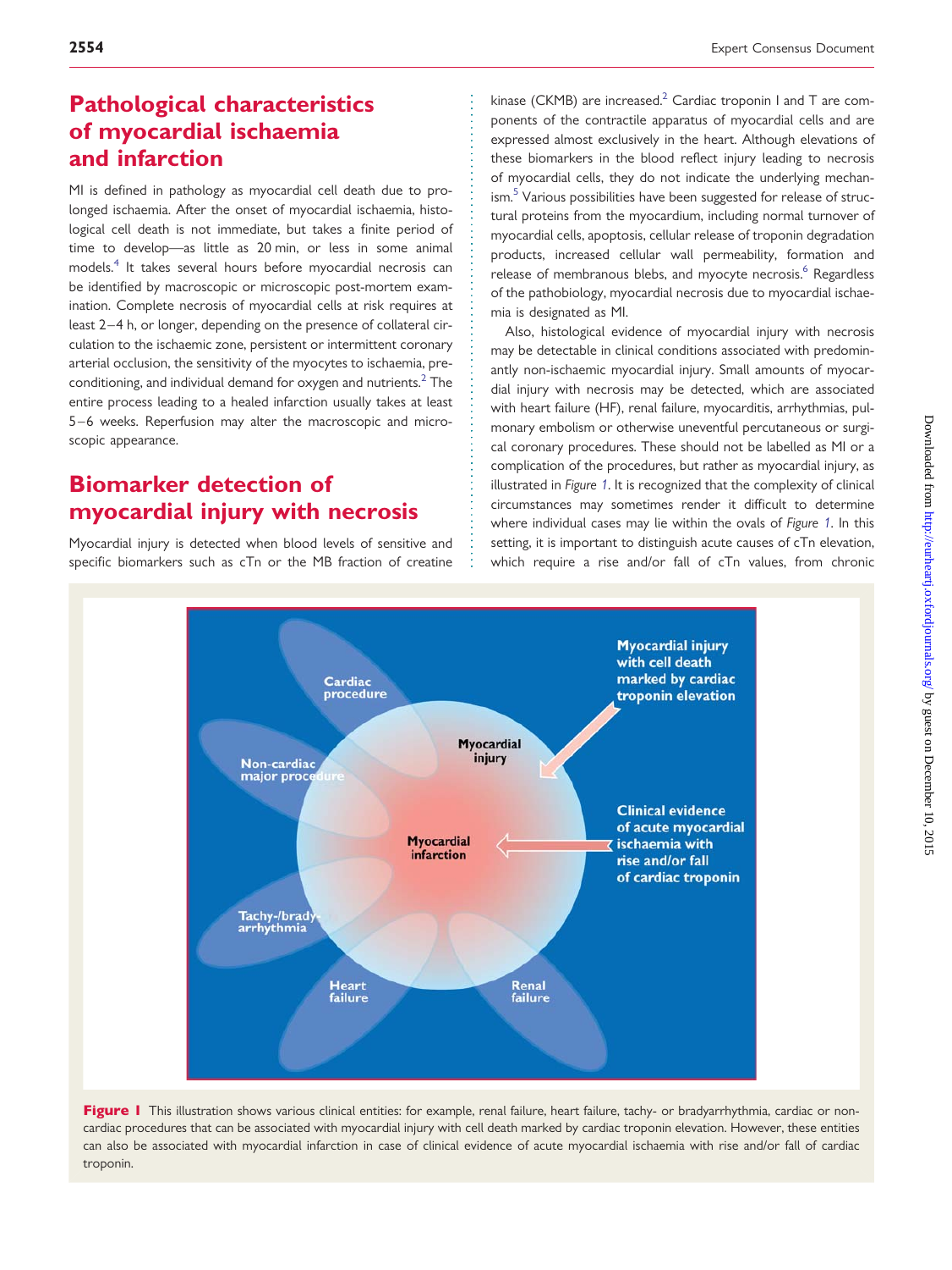## Pathological characteristics of myocardial ischaemia and infarction

MI is defined in pathology as myocardial cell death due to prolonged ischaemia. After the onset of myocardial ischaemia, histological cell death is not immediate, but takes a finite period of time to develop—as little as 20 min, or less in some animal models.[4] It takes several hours before myocardial necrosis can be identified by macroscopic or microscopic post-mortem examination. Complete necrosis of myocardial cells at risk requires at least 2–4 h, or longer, depending on the presence of collateral circulation to the ischaemic zone, persistent or intermittent coronary arterial occlusion, the sensitivity of the myocytes to ischaemia, pre-conditioning, and individual demand for oxygen and nutrients.[2] The entire process leading to a healed infarction usually takes at least 5–6 weeks. Reperfusion may alter the macroscopic and microscopic appearance.

## Biomarker detection of myocardial injury with necrosis

Myocardial injury is detected when blood levels of sensitive and specific biomarkers such as cTn or the MB fraction of creatine kinase (CKMB) are increased.[2] Cardiac troponin I and T are components of the contractile apparatus of myocardial cells and are expressed almost exclusively in the heart. Although elevations of these biomarkers in the blood reflect injury leading to necrosis of myocardial cells, they do not indicate the underlying mechanism.[5] Various possibilities have been suggested for release of structural proteins from the myocardium, including normal turnover of myocardial cells, apoptosis, cellular release of troponin degradation products, increased cellular wall permeability, formation and release of membranous blebs, and myocyte necrosis.[6] Regardless of the pathobiology, myocardial necrosis due to myocardial ischaemia is designated as MI.

Also, histological evidence of myocardial injury with necrosis may be detectable in clinical conditions associated with predominantly non-ischaemic myocardial injury. Small amounts of myocardial injury with necrosis may be detected, which are associated with heart failure (HF), renal failure, myocarditis, arrhythmias, pulmonary embolism or otherwise uneventful percutaneous or surgical coronary procedures. These should not be labelled as MI or a complication of the procedures, but rather as myocardial injury, as illustrated in *Figure 1*. It is recognized that the complexity of clinical circumstances may sometimes render it difficult to determine where individual cases may lie within the ovals of *Figure 1*. In this setting, it is important to distinguish acute causes of cTn elevation, which require a rise and/or fall of cTn values, from chronic

**Figure 1** This illustration shows various clinical entities: for example, renal failure, heart failure, tachy- or bradyarrhythmia, cardiac or non-cardiac procedures that can be associated with myocardial injury with cell death marked by cardiac troponin elevation. However, these entities can also be associated with myocardial infarction in case of clinical evidence of acute myocardial ischaemia with rise and/or fall of cardiac troponin.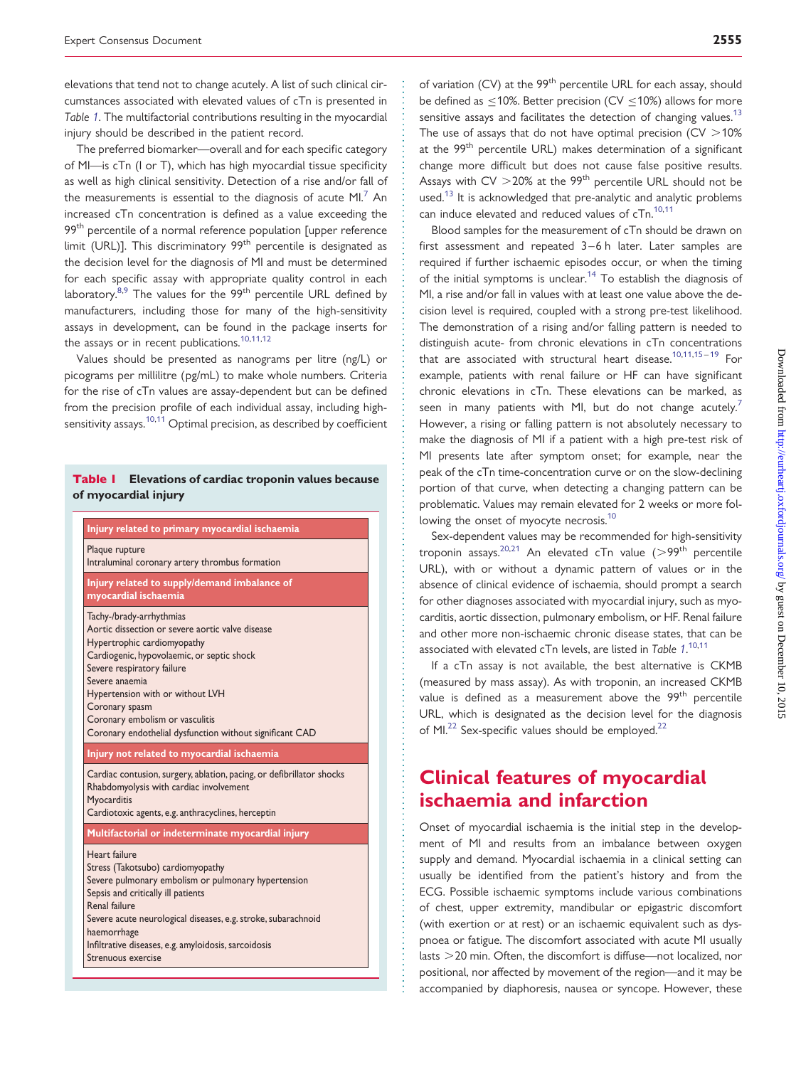elevations that tend not to change acutely. A list of such clinical circumstances associated with elevated values of cTn is presented in *Table 1*. The multifactorial contributions resulting in the myocardial injury should be described in the patient record.

The preferred biomarker—overall and for each specific category of MI—is cTn (I or T), which has high myocardial tissue specificity as well as high clinical sensitivity. Detection of a rise and/or fall of the measurements is essential to the diagnosis of acute MI.[7] An increased cTn concentration is defined as a value exceeding the 99th percentile of a normal reference population [upper reference limit (URL)]. This discriminatory 99th percentile is designated as the decision level for the diagnosis of MI and must be determined for each specific assay with appropriate quality control in each laboratory.[8,9] The values for the 99th percentile URL defined by manufacturers, including those for many of the high-sensitivity assays in development, can be found in the package inserts for the assays or in recent publications.[10,11,12]

Values should be presented as nanograms per litre (ng/L) or picograms per millilitre (pg/mL) to make whole numbers. Criteria for the rise of cTn values are assay-dependent but can be defined from the precision profile of each individual assay, including high-sensitivity assays.[10,11] Optimal precision, as described by coefficient of variation (CV) at the 99th percentile URL for each assay, should be defined as ≤10%. Better precision (CV ≤10%) allows for more sensitive assays and facilitates the detection of changing values.[13] The use of assays that do not have optimal precision (CV >10% at the 99th percentile URL) makes determination of a significant change more difficult but does not cause false positive results. Assays with CV >20% at the 99th percentile URL should not be used.[13] It is acknowledged that pre-analytic and analytic problems can induce elevated and reduced values of cTn.[10,11]

Blood samples for the measurement of cTn should be drawn on first assessment and repeated 3–6 h later. Later samples are required if further ischaemic episodes occur, or when the timing of the initial symptoms is unclear.[14] To establish the diagnosis of MI, a rise and/or fall in values with at least one value above the decision level is required, coupled with a strong pre-test likelihood. The demonstration of a rising and/or falling pattern is needed to distinguish acute- from chronic elevations in cTn concentrations that are associated with structural heart disease.[10,11,15–19] For example, patients with renal failure or HF can have significant chronic elevations in cTn. These elevations can be marked, as seen in many patients with MI, but do not change acutely.[7] However, a rising or falling pattern is not absolutely necessary to make the diagnosis of MI if a patient with a high pre-test risk of MI presents late after symptom onset; for example, near the peak of the cTn time-concentration curve or on the slow-declining portion of that curve, when detecting a changing pattern can be problematic. Values may remain elevated for 2 weeks or more following the onset of myocyte necrosis.[10]

Sex-dependent values may be recommended for high-sensitivity troponin assays.[20,21] An elevated cTn value (>99th percentile URL), with or without a dynamic pattern of values or in the absence of clinical evidence of ischaemia, should prompt a search for other diagnoses associated with myocardial injury, such as myocarditis, aortic dissection, pulmonary embolism, or HF. Renal failure and other more non-ischaemic chronic disease states, that can be associated with elevated cTn levels, are listed in *Table 1*.[10,11]

If a cTn assay is not available, the best alternative is CKMB (measured by mass assay). As with troponin, an increased CKMB value is defined as a measurement above the 99th percentile URL, which is designated as the decision level for the diagnosis of MI.[22] Sex-specific values should be employed.[22]

**Table 1 Elevations of cardiac troponin values because of myocardial injury**

| |
|---|
| **Injury related to primary myocardial ischaemia** |
| Plaque rupture<br>Intraluminal coronary artery thrombus formation |
| **Injury related to supply/demand imbalance of myocardial ischaemia** |
| Tachy-/brady-arrhythmias<br>Aortic dissection or severe aortic valve disease<br>Hypertrophic cardiomyopathy<br>Cardiogenic, hypovolaemic, or septic shock<br>Severe respiratory failure<br>Severe anaemia<br>Hypertension with or without LVH<br>Coronary spasm<br>Coronary embolism or vasculitis<br>Coronary endothelial dysfunction without significant CAD |
| **Injury not related to myocardial ischaemia** |
| Cardiac contusion, surgery, ablation, pacing, or defibrillator shocks<br>Rhabdomyolysis with cardiac involvement<br>Myocarditis<br>Cardiotoxic agents, e.g. anthracyclines, herceptin |
| **Multifactorial or indeterminate myocardial injury** |
| Heart failure<br>Stress (Takotsubo) cardiomyopathy<br>Severe pulmonary embolism or pulmonary hypertension<br>Sepsis and critically ill patients<br>Renal failure<br>Severe acute neurological diseases, e.g. stroke, subarachnoid haemorrhage<br>Infiltrative diseases, e.g. amyloidosis, sarcoidosis<br>Strenuous exercise |

# Clinical features of myocardial ischaemia and infarction

Onset of myocardial ischaemia is the initial step in the development of MI and results from an imbalance between oxygen supply and demand. Myocardial ischaemia in a clinical setting can usually be identified from the patient's history and from the ECG. Possible ischaemic symptoms include various combinations of chest, upper extremity, mandibular or epigastric discomfort (with exertion or at rest) or an ischaemic equivalent such as dyspnoea or fatigue. The discomfort associated with acute MI usually lasts >20 min. Often, the discomfort is diffuse—not localized, nor positional, nor affected by movement of the region—and it may be accompanied by diaphoresis, nausea or syncope. However, these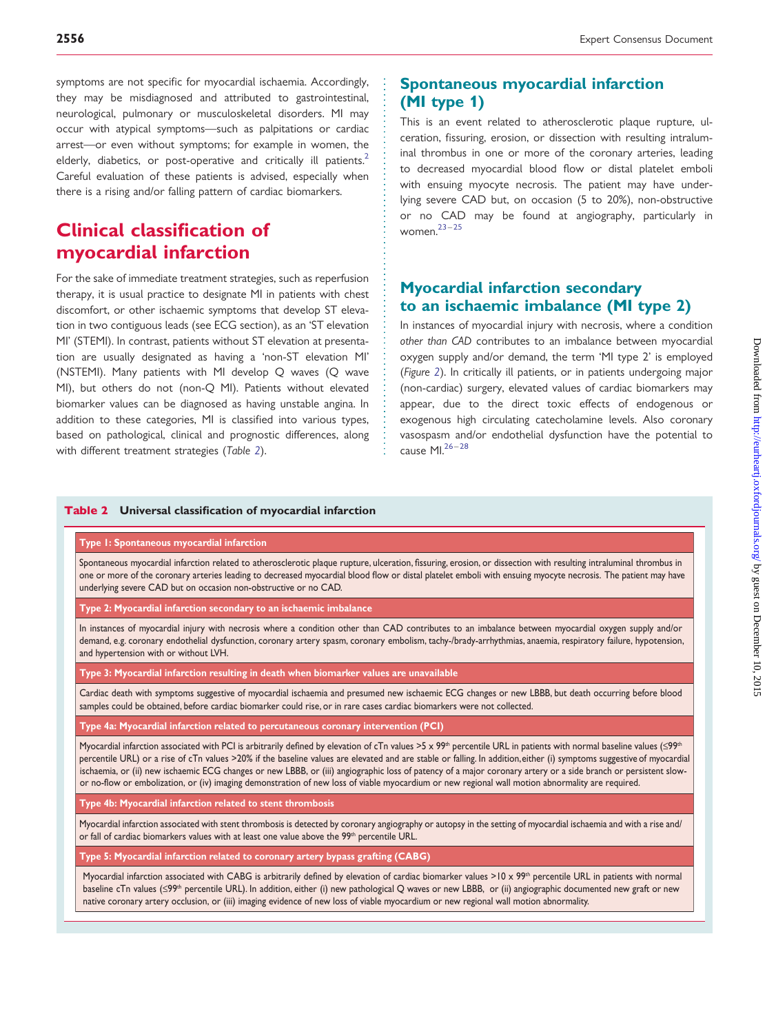symptoms are not specific for myocardial ischaemia. Accordingly, they may be misdiagnosed and attributed to gastrointestinal, neurological, pulmonary or musculoskeletal disorders. MI may occur with atypical symptoms—such as palpitations or cardiac arrest—or even without symptoms; for example in women, the elderly, diabetics, or post-operative and critically ill patients.[2] Careful evaluation of these patients is advised, especially when there is a rising and/or falling pattern of cardiac biomarkers.

# Clinical classification of myocardial infarction

For the sake of immediate treatment strategies, such as reperfusion therapy, it is usual practice to designate MI in patients with chest discomfort, or other ischaemic symptoms that develop ST elevation in two contiguous leads (see ECG section), as an 'ST elevation MI' (STEMI). In contrast, patients without ST elevation at presentation are usually designated as having a 'non-ST elevation MI' (NSTEMI). Many patients with MI develop Q waves (Q wave MI), but others do not (non-Q MI). Patients without elevated biomarker values can be diagnosed as having unstable angina. In addition to these categories, MI is classified into various types, based on pathological, clinical and prognostic differences, along with different treatment strategies (*Table 2*).

## Spontaneous myocardial infarction (MI type 1)

This is an event related to atherosclerotic plaque rupture, ulceration, fissuring, erosion, or dissection with resulting intraluminal thrombus in one or more of the coronary arteries, leading to decreased myocardial blood flow or distal platelet emboli with ensuing myocyte necrosis. The patient may have underlying severe CAD but, on occasion (5 to 20%), non-obstructive or no CAD may be found at angiography, particularly in women.[23–25]

## Myocardial infarction secondary to an ischaemic imbalance (MI type 2)

In instances of myocardial injury with necrosis, where a condition *other than CAD* contributes to an imbalance between myocardial oxygen supply and/or demand, the term 'MI type 2' is employed (*Figure 2*). In critically ill patients, or in patients undergoing major (non-cardiac) surgery, elevated values of cardiac biomarkers may appear, due to the direct toxic effects of endogenous or exogenous high circulating catecholamine levels. Also coronary vasospasm and/or endothelial dysfunction have the potential to cause MI.[26–28]

**Table 2 Universal classification of myocardial infarction**

| |
|---|
| **Type 1: Spontaneous myocardial infarction** |
| Spontaneous myocardial infarction related to atherosclerotic plaque rupture, ulceration, fissuring, erosion, or dissection with resulting intraluminal thrombus in one or more of the coronary arteries leading to decreased myocardial blood flow or distal platelet emboli with ensuing myocyte necrosis. The patient may have underlying severe CAD but on occasion non-obstructive or no CAD. |
| **Type 2: Myocardial infarction secondary to an ischaemic imbalance** |
| In instances of myocardial injury with necrosis where a condition other than CAD contributes to an imbalance between myocardial oxygen supply and/or demand, e.g. coronary endothelial dysfunction, coronary artery spasm, coronary embolism, tachy-/brady-arrhythmias, anaemia, respiratory failure, hypotension, and hypertension with or without LVH. |
| **Type 3: Myocardial infarction resulting in death when biomarker values are unavailable** |
| Cardiac death with symptoms suggestive of myocardial ischaemia and presumed new ischaemic ECG changes or new LBBB, but death occurring before blood samples could be obtained, before cardiac biomarker could rise, or in rare cases cardiac biomarkers were not collected. |
| **Type 4a: Myocardial infarction related to percutaneous coronary intervention (PCI)** |
| Myocardial infarction associated with PCI is arbitrarily defined by elevation of cTn values >5 x 99$^{th}$ percentile URL in patients with normal baseline values (≤99$^{th}$ percentile URL) or a rise of cTn values >20% if the baseline values are elevated and are stable or falling. In addition, either (i) symptoms suggestive of myocardial ischaemia, or (ii) new ischaemic ECG changes or new LBBB, or (iii) angiographic loss of patency of a major coronary artery or a side branch or persistent slow- or no-flow or embolization, or (iv) imaging demonstration of new loss of viable myocardium or new regional wall motion abnormality are required. |
| **Type 4b: Myocardial infarction related to stent thrombosis** |
| Myocardial infarction associated with stent thrombosis is detected by coronary angiography or autopsy in the setting of myocardial ischaemia and with a rise and/or fall of cardiac biomarkers values with at least one value above the 99$^{th}$ percentile URL. |
| **Type 5: Myocardial infarction related to coronary artery bypass grafting (CABG)** |
| Myocardial infarction associated with CABG is arbitrarily defined by elevation of cardiac biomarker values >10 x 99$^{th}$ percentile URL in patients with normal baseline cTn values (≤99$^{th}$ percentile URL). In addition, either (i) new pathological Q waves or new LBBB, or (ii) angiographic documented new graft or new native coronary artery occlusion, or (iii) imaging evidence of new loss of viable myocardium or new regional wall motion abnormality. |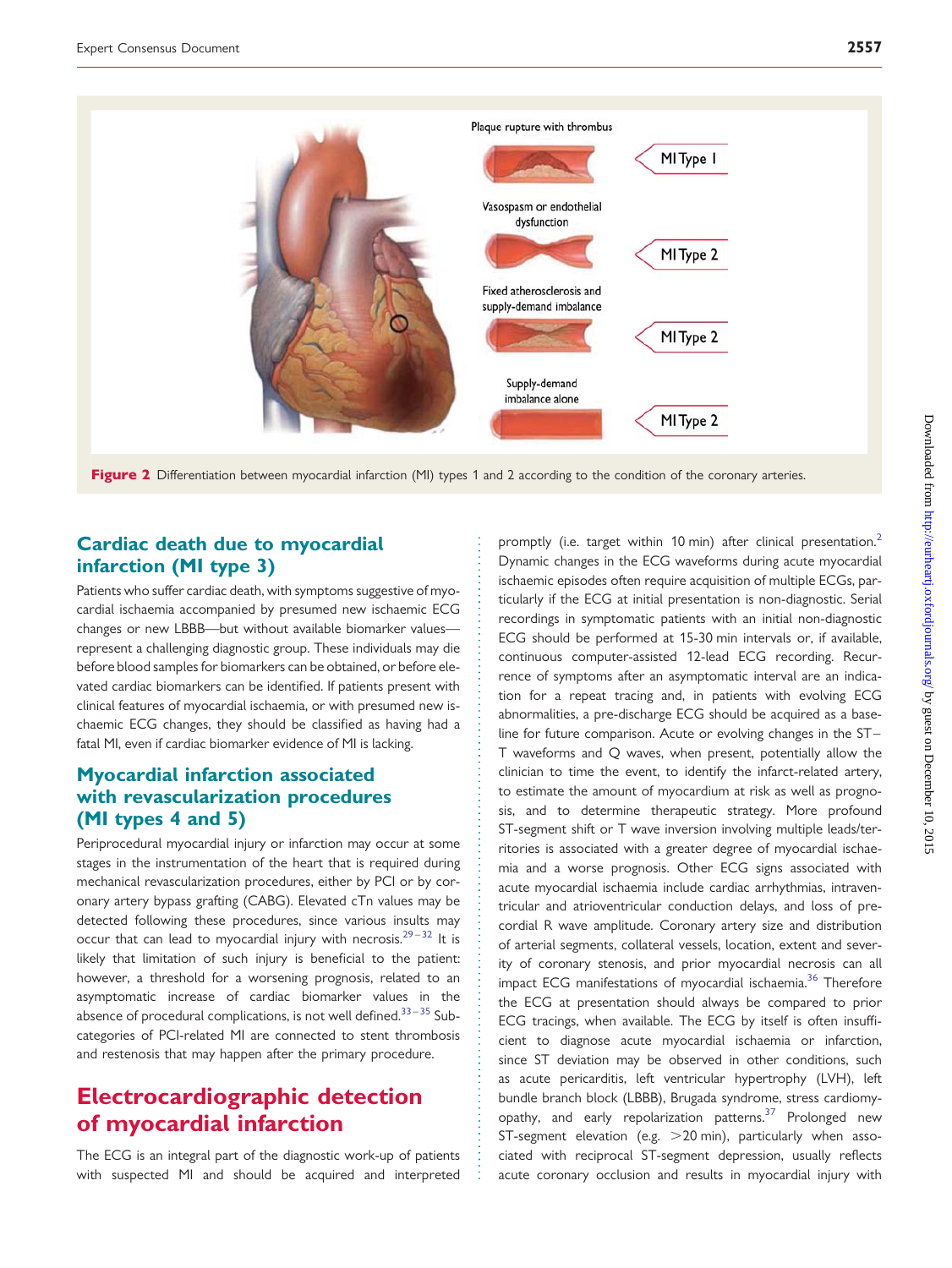Plaque rupture with thrombus

MI Type 1

Vasospasm or endothelial dysfunction

MI Type 2

Fixed atherosclerosis and supply-demand imbalance

MI Type 2

Supply-demand imbalance alone

MI Type 2

**Figure 2** Differentiation between myocardial infarction (MI) types 1 and 2 according to the condition of the coronary arteries.

## Cardiac death due to myocardial infarction (MI type 3)

Patients who suffer cardiac death, with symptoms suggestive of myocardial ischaemia accompanied by presumed new ischaemic ECG changes or new LBBB—but without available biomarker values—represent a challenging diagnostic group. These individuals may die before blood samples for biomarkers can be obtained, or before elevated cardiac biomarkers can be identified. If patients present with clinical features of myocardial ischaemia, or with presumed new ischaemic ECG changes, they should be classified as having had a fatal MI, even if cardiac biomarker evidence of MI is lacking.

## Myocardial infarction associated with revascularization procedures (MI types 4 and 5)

Periprocedural myocardial injury or infarction may occur at some stages in the instrumentation of the heart that is required during mechanical revascularization procedures, either by PCI or by coronary artery bypass grafting (CABG). Elevated cTn values may be detected following these procedures, since various insults may occur that can lead to myocardial injury with necrosis.[29–32] It is likely that limitation of such injury is beneficial to the patient: however, a threshold for a worsening prognosis, related to an asymptomatic increase of cardiac biomarker values in the absence of procedural complications, is not well defined.[33–35] Subcategories of PCI-related MI are connected to stent thrombosis and restenosis that may happen after the primary procedure.

# Electrocardiographic detection of myocardial infarction

The ECG is an integral part of the diagnostic work-up of patients with suspected MI and should be acquired and interpreted promptly (i.e. target within 10 min) after clinical presentation.[2] Dynamic changes in the ECG waveforms during acute myocardial ischaemic episodes often require acquisition of multiple ECGs, particularly if the ECG at initial presentation is non-diagnostic. Serial recordings in symptomatic patients with an initial non-diagnostic ECG should be performed at 15-30 min intervals or, if available, continuous computer-assisted 12-lead ECG recording. Recurrence of symptoms after an asymptomatic interval are an indication for a repeat tracing and, in patients with evolving ECG abnormalities, a pre-discharge ECG should be acquired as a baseline for future comparison. Acute or evolving changes in the ST–T waveforms and Q waves, when present, potentially allow the clinician to time the event, to identify the infarct-related artery, to estimate the amount of myocardium at risk as well as prognosis, and to determine therapeutic strategy. More profound ST-segment shift or T wave inversion involving multiple leads/territories is associated with a greater degree of myocardial ischaemia and a worse prognosis. Other ECG signs associated with acute myocardial ischaemia include cardiac arrhythmias, intraventricular and atrioventricular conduction delays, and loss of precordial R wave amplitude. Coronary artery size and distribution of arterial segments, collateral vessels, location, extent and severity of coronary stenosis, and prior myocardial necrosis can all impact ECG manifestations of myocardial ischaemia.[36] Therefore the ECG at presentation should always be compared to prior ECG tracings, when available. The ECG by itself is often insufficient to diagnose acute myocardial ischaemia or infarction, since ST deviation may be observed in other conditions, such as acute pericarditis, left ventricular hypertrophy (LVH), left bundle branch block (LBBB), Brugada syndrome, stress cardiomyopathy, and early repolarization patterns.[37] Prolonged new ST-segment elevation (e.g. >20 min), particularly when associated with reciprocal ST-segment depression, usually reflects acute coronary occlusion and results in myocardial injury with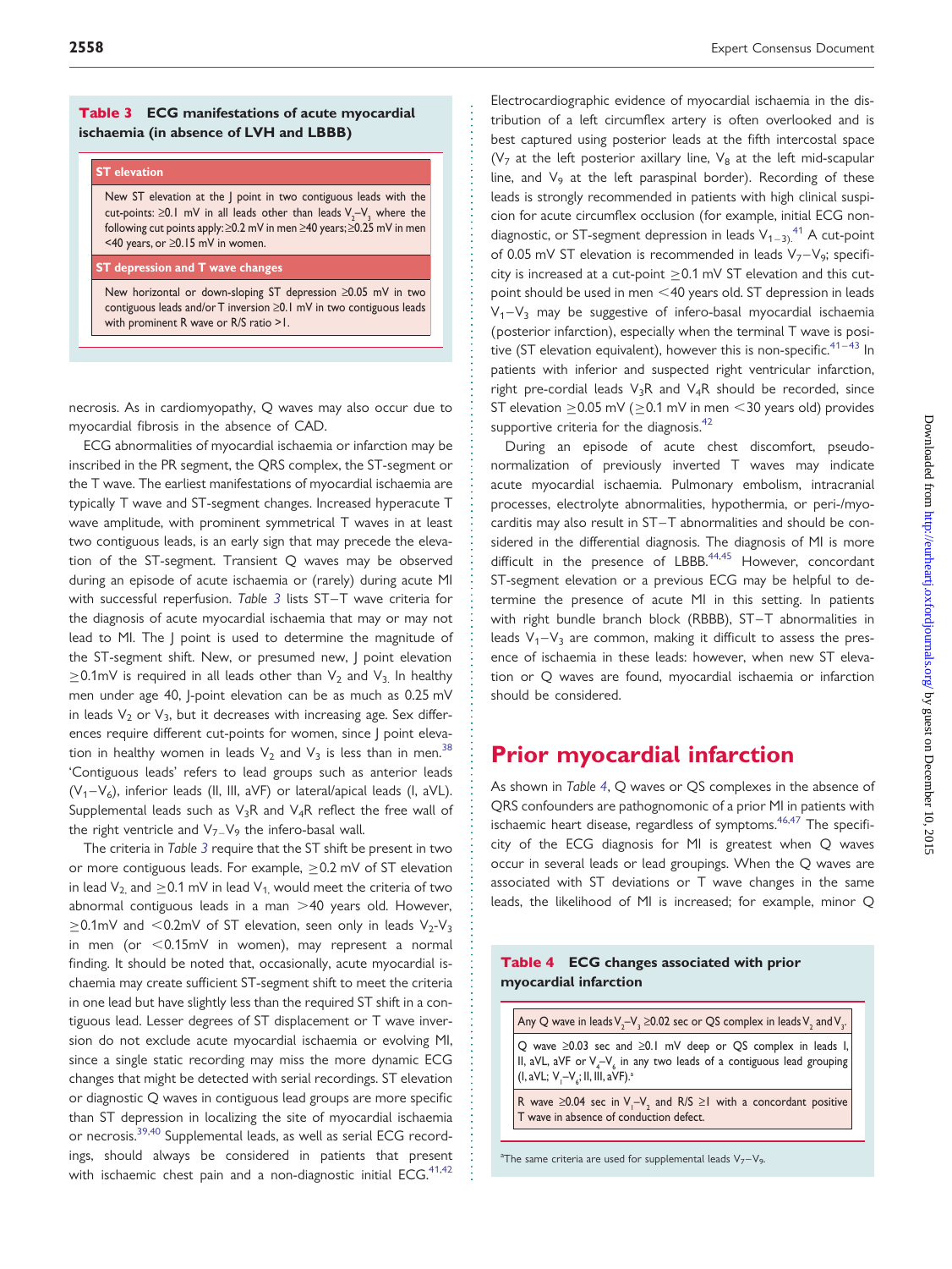**Table 3 ECG manifestations of acute myocardial ischaemia (in absence of LVH and LBBB)**

| ST elevation |
|---|
| New ST elevation at the J point in two contiguous leads with the cut-points: ≥0.1 mV in all leads other than leads $V_2$–$V_3$ where the following cut points apply: ≥0.2 mV in men ≥40 years; ≥0.25 mV in men <40 years, or ≥0.15 mV in women. |
| **ST depression and T wave changes** |
| New horizontal or down-sloping ST depression ≥0.05 mV in two contiguous leads and/or T inversion ≥0.1 mV in two contiguous leads with prominent R wave or R/S ratio >1. |

necrosis. As in cardiomyopathy, Q waves may also occur due to myocardial fibrosis in the absence of CAD.

ECG abnormalities of myocardial ischaemia or infarction may be inscribed in the PR segment, the QRS complex, the ST-segment or the T wave. The earliest manifestations of myocardial ischaemia are typically T wave and ST-segment changes. Increased hyperacute T wave amplitude, with prominent symmetrical T waves in at least two contiguous leads, is an early sign that may precede the elevation of the ST-segment. Transient Q waves may be observed during an episode of acute ischaemia or (rarely) during acute MI with successful reperfusion. *Table 3* lists ST–T wave criteria for the diagnosis of acute myocardial ischaemia that may or may not lead to MI. The J point is used to determine the magnitude of the ST-segment shift. New, or presumed new, J point elevation ≥0.1mV is required in all leads other than $V_2$ and $V_3$. In healthy men under age 40, J-point elevation can be as much as 0.25 mV in leads $V_2$ or $V_3$, but it decreases with increasing age. Sex differences require different cut-points for women, since J point elevation in healthy women in leads $V_2$ and $V_3$ is less than in men.[38] 'Contiguous leads' refers to lead groups such as anterior leads ($V_1$–$V_6$), inferior leads (II, III, aVF) or lateral/apical leads (I, aVL). Supplemental leads such as $V_3$R and $V_4$R reflect the free wall of the right ventricle and $V_7$–$V_9$ the infero-basal wall.

The criteria in *Table 3* require that the ST shift be present in two or more contiguous leads. For example, ≥0.2 mV of ST elevation in lead $V_2$ and ≥0.1 mV in lead $V_1$ would meet the criteria of two abnormal contiguous leads in a man >40 years old. However, ≥0.1mV and <0.2mV of ST elevation, seen only in leads $V_2$-$V_3$ in men (or <0.15mV in women), may represent a normal finding. It should be noted that, occasionally, acute myocardial ischaemia may create sufficient ST-segment shift to meet the criteria in one lead but have slightly less than the required ST shift in a contiguous lead. Lesser degrees of ST displacement or T wave inversion do not exclude acute myocardial ischaemia or evolving MI, since a single static recording may miss the more dynamic ECG changes that might be detected with serial recordings. ST elevation or diagnostic Q waves in contiguous lead groups are more specific than ST depression in localizing the site of myocardial ischaemia or necrosis.[39,40] Supplemental leads, as well as serial ECG recordings, should always be considered in patients that present with ischaemic chest pain and a non-diagnostic initial ECG.[41,42]

Electrocardiographic evidence of myocardial ischaemia in the distribution of a left circumflex artery is often overlooked and is best captured using posterior leads at the fifth intercostal space ($V_7$ at the left posterior axillary line, $V_8$ at the left mid-scapular line, and $V_9$ at the left paraspinal border). Recording of these leads is strongly recommended in patients with high clinical suspicion for acute circumflex occlusion (for example, initial ECG non-diagnostic, or ST-segment depression in leads $V_{1-3}$).[41] A cut-point of 0.05 mV ST elevation is recommended in leads $V_7$–$V_9$; specificity is increased at a cut-point ≥0.1 mV ST elevation and this cut-point should be used in men <40 years old. ST depression in leads $V_1$–$V_3$ may be suggestive of infero-basal myocardial ischaemia (posterior infarction), especially when the terminal T wave is positive (ST elevation equivalent), however this is non-specific.[41–43] In patients with inferior and suspected right ventricular infarction, right pre-cordial leads $V_3$R and $V_4$R should be recorded, since ST elevation ≥0.05 mV (≥0.1 mV in men <30 years old) provides supportive criteria for the diagnosis.[42]

During an episode of acute chest discomfort, pseudo-normalization of previously inverted T waves may indicate acute myocardial ischaemia. Pulmonary embolism, intracranial processes, electrolyte abnormalities, hypothermia, or peri-/myocarditis may also result in ST–T abnormalities and should be considered in the differential diagnosis. The diagnosis of MI is more difficult in the presence of LBBB.[44,45] However, concordant ST-segment elevation or a previous ECG may be helpful to determine the presence of acute MI in this setting. In patients with right bundle branch block (RBBB), ST–T abnormalities in leads $V_1$–$V_3$ are common, making it difficult to assess the presence of ischaemia in these leads: however, when new ST elevation or Q waves are found, myocardial ischaemia or infarction should be considered.

# Prior myocardial infarction

As shown in *Table 4*, Q waves or QS complexes in the absence of QRS confounders are pathognomonic of a prior MI in patients with ischaemic heart disease, regardless of symptoms.[46,47] The specificity of the ECG diagnosis for MI is greatest when Q waves occur in several leads or lead groupings. When the Q waves are associated with ST deviations or T wave changes in the same leads, the likelihood of MI is increased; for example, minor Q

**Table 4 ECG changes associated with prior myocardial infarction**

| |
|---|
| Any Q wave in leads $V_2$–$V_3$ ≥0.02 sec or QS complex in leads $V_2$ and $V_3$. |
| Q wave ≥0.03 sec and ≥0.1 mV deep or QS complex in leads I, II, aVL, aVF or $V_4$–$V_6$ in any two leads of a contiguous lead grouping (I, aVL; $V_1$–$V_6$; II, III, aVF).[a] |
| R wave ≥0.04 sec in $V_1$–$V_2$ and R/S ≥1 with a concordant positive T wave in absence of conduction defect. |

[a]The same criteria are used for supplemental leads $V_7$–$V_9$.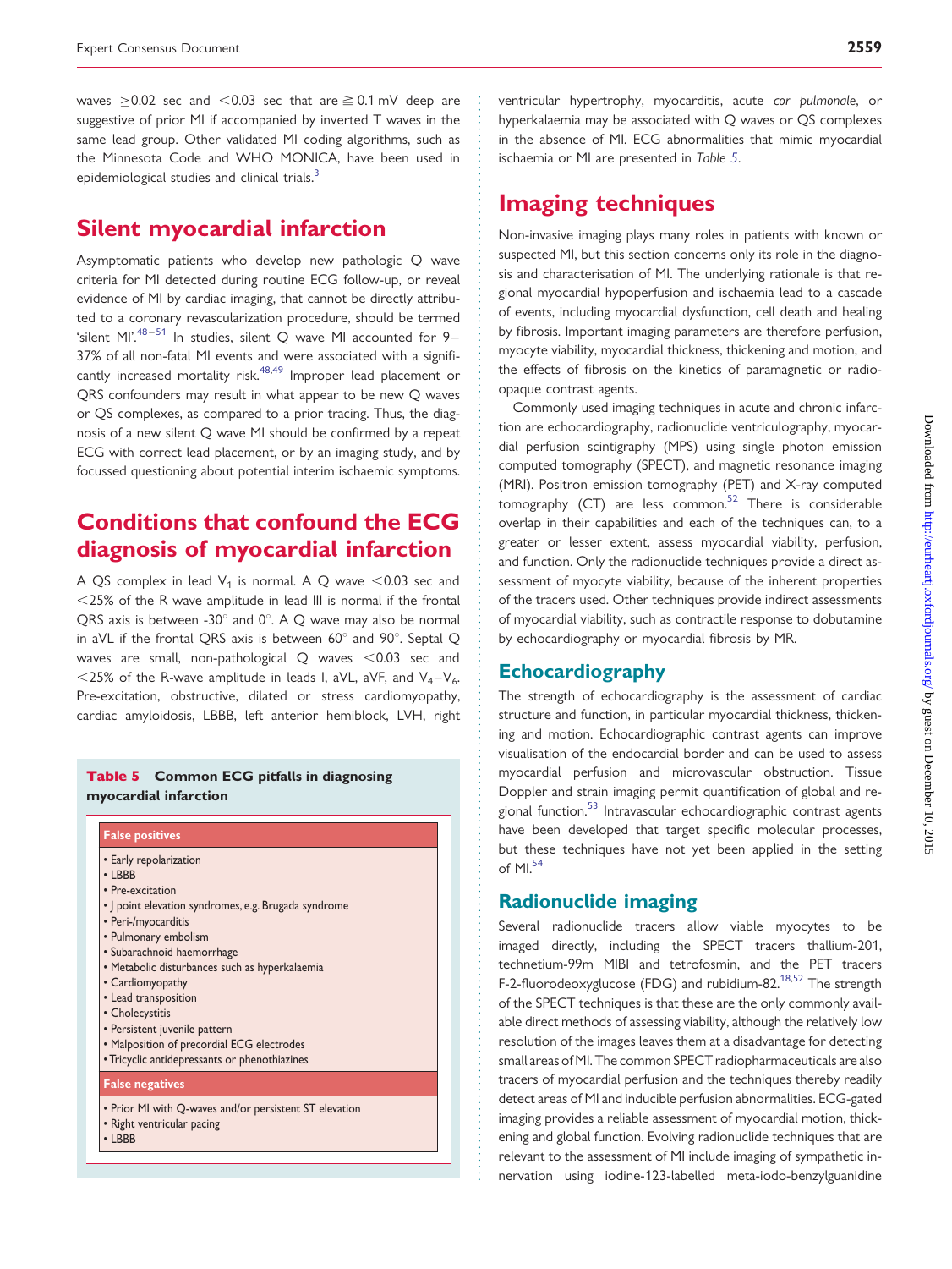waves ≥0.02 sec and <0.03 sec that are ≧0.1 mV deep are suggestive of prior MI if accompanied by inverted T waves in the same lead group. Other validated MI coding algorithms, such as the Minnesota Code and WHO MONICA, have been used in epidemiological studies and clinical trials.[3]

## Silent myocardial infarction

Asymptomatic patients who develop new pathologic Q wave criteria for MI detected during routine ECG follow-up, or reveal evidence of MI by cardiac imaging, that cannot be directly attributed to a coronary revascularization procedure, should be termed 'silent MI'.[48–51] In studies, silent Q wave MI accounted for 9–37% of all non-fatal MI events and were associated with a significantly increased mortality risk.[48,49] Improper lead placement or QRS confounders may result in what appear to be new Q waves or QS complexes, as compared to a prior tracing. Thus, the diagnosis of a new silent Q wave MI should be confirmed by a repeat ECG with correct lead placement, or by an imaging study, and by focussed questioning about potential interim ischaemic symptoms.

## Conditions that confound the ECG diagnosis of myocardial infarction

A QS complex in lead $V_1$ is normal. A Q wave <0.03 sec and <25% of the R wave amplitude in lead III is normal if the frontal QRS axis is between -30° and 0°. A Q wave may also be normal in aVL if the frontal QRS axis is between 60° and 90°. Septal Q waves are small, non-pathological Q waves <0.03 sec and <25% of the R-wave amplitude in leads I, aVL, aVF, and $V_4$–$V_6$. Pre-excitation, obstructive, dilated or stress cardiomyopathy, cardiac amyloidosis, LBBB, left anterior hemiblock, LVH, right ventricular hypertrophy, myocarditis, acute *cor pulmonale*, or hyperkalaemia may be associated with Q waves or QS complexes in the absence of MI. ECG abnormalities that mimic myocardial ischaemia or MI are presented in *Table 5*.

**Table 5 Common ECG pitfalls in diagnosing myocardial infarction**

| False positives |
|---|
| • Early repolarization<br>• LBBB<br>• Pre-excitation<br>• J point elevation syndromes, e.g. Brugada syndrome<br>• Peri-/myocarditis<br>• Pulmonary embolism<br>• Subarachnoid haemorrhage<br>• Metabolic disturbances such as hyperkalaemia<br>• Cardiomyopathy<br>• Lead transposition<br>• Cholecystitis<br>• Persistent juvenile pattern<br>• Malposition of precordial ECG electrodes<br>• Tricyclic antidepressants or phenothiazines |
| **False negatives** |
| • Prior MI with Q-waves and/or persistent ST elevation<br>• Right ventricular pacing<br>• LBBB |

## Imaging techniques

Non-invasive imaging plays many roles in patients with known or suspected MI, but this section concerns only its role in the diagnosis and characterisation of MI. The underlying rationale is that regional myocardial hypoperfusion and ischaemia lead to a cascade of events, including myocardial dysfunction, cell death and healing by fibrosis. Important imaging parameters are therefore perfusion, myocyte viability, myocardial thickness, thickening and motion, and the effects of fibrosis on the kinetics of paramagnetic or radio-opaque contrast agents.

Commonly used imaging techniques in acute and chronic infarction are echocardiography, radionuclide ventriculography, myocardial perfusion scintigraphy (MPS) using single photon emission computed tomography (SPECT), and magnetic resonance imaging (MRI). Positron emission tomography (PET) and X-ray computed tomography (CT) are less common.[52] There is considerable overlap in their capabilities and each of the techniques can, to a greater or lesser extent, assess myocardial viability, perfusion, and function. Only the radionuclide techniques provide a direct assessment of myocyte viability, because of the inherent properties of the tracers used. Other techniques provide indirect assessments of myocardial viability, such as contractile response to dobutamine by echocardiography or myocardial fibrosis by MR.

### Echocardiography

The strength of echocardiography is the assessment of cardiac structure and function, in particular myocardial thickness, thickening and motion. Echocardiographic contrast agents can improve visualisation of the endocardial border and can be used to assess myocardial perfusion and microvascular obstruction. Tissue Doppler and strain imaging permit quantification of global and regional function.[53] Intravascular echocardiographic contrast agents have been developed that target specific molecular processes, but these techniques have not yet been applied in the setting of MI.[54]

### Radionuclide imaging

Several radionuclide tracers allow viable myocytes to be imaged directly, including the SPECT tracers thallium-201, technetium-99m MIBI and tetrofosmin, and the PET tracers F-2-fluorodeoxyglucose (FDG) and rubidium-82.[18,52] The strength of the SPECT techniques is that these are the only commonly available direct methods of assessing viability, although the relatively low resolution of the images leaves them at a disadvantage for detecting small areas of MI. The common SPECT radiopharmaceuticals are also tracers of myocardial perfusion and the techniques thereby readily detect areas of MI and inducible perfusion abnormalities. ECG-gated imaging provides a reliable assessment of myocardial motion, thickening and global function. Evolving radionuclide techniques that are relevant to the assessment of MI include imaging of sympathetic innervation using iodine-123-labelled meta-iodo-benzylguanidine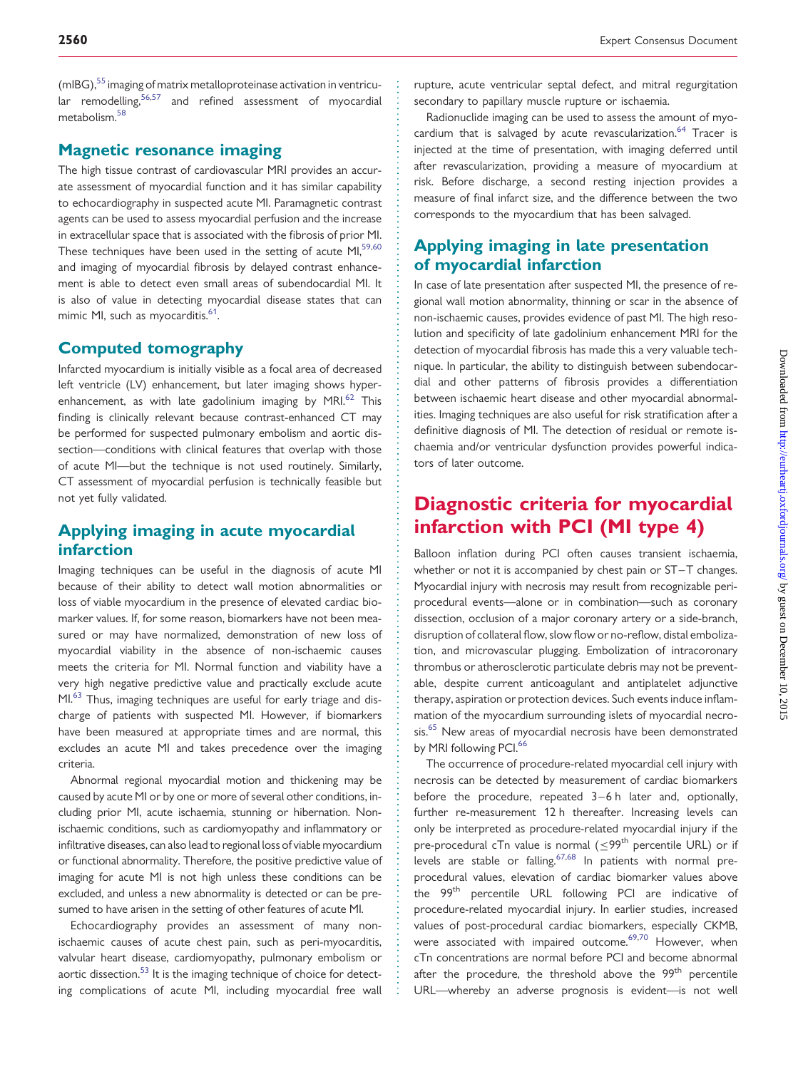(mIBG),[55] imaging of matrix metalloproteinase activation in ventricular remodelling,[56,57] and refined assessment of myocardial metabolism.[58]

## Magnetic resonance imaging

The high tissue contrast of cardiovascular MRI provides an accurate assessment of myocardial function and it has similar capability to echocardiography in suspected acute MI. Paramagnetic contrast agents can be used to assess myocardial perfusion and the increase in extracellular space that is associated with the fibrosis of prior MI. These techniques have been used in the setting of acute MI,[59,60] and imaging of myocardial fibrosis by delayed contrast enhancement is able to detect even small areas of subendocardial MI. It is also of value in detecting myocardial disease states that can mimic MI, such as myocarditis.[61].

## Computed tomography

Infarcted myocardium is initially visible as a focal area of decreased left ventricle (LV) enhancement, but later imaging shows hyperenhancement, as with late gadolinium imaging by MRI.[62] This finding is clinically relevant because contrast-enhanced CT may be performed for suspected pulmonary embolism and aortic dissection—conditions with clinical features that overlap with those of acute MI—but the technique is not used routinely. Similarly, CT assessment of myocardial perfusion is technically feasible but not yet fully validated.

## Applying imaging in acute myocardial infarction

Imaging techniques can be useful in the diagnosis of acute MI because of their ability to detect wall motion abnormalities or loss of viable myocardium in the presence of elevated cardiac biomarker values. If, for some reason, biomarkers have not been measured or may have normalized, demonstration of new loss of myocardial viability in the absence of non-ischaemic causes meets the criteria for MI. Normal function and viability have a very high negative predictive value and practically exclude acute MI.[63] Thus, imaging techniques are useful for early triage and discharge of patients with suspected MI. However, if biomarkers have been measured at appropriate times and are normal, this excludes an acute MI and takes precedence over the imaging criteria.

Abnormal regional myocardial motion and thickening may be caused by acute MI or by one or more of several other conditions, including prior MI, acute ischaemia, stunning or hibernation. Non-ischaemic conditions, such as cardiomyopathy and inflammatory or infiltrative diseases, can also lead to regional loss of viable myocardium or functional abnormality. Therefore, the positive predictive value of imaging for acute MI is not high unless these conditions can be excluded, and unless a new abnormality is detected or can be presumed to have arisen in the setting of other features of acute MI.

Echocardiography provides an assessment of many non-ischaemic causes of acute chest pain, such as peri-myocarditis, valvular heart disease, cardiomyopathy, pulmonary embolism or aortic dissection.[53] It is the imaging technique of choice for detecting complications of acute MI, including myocardial free wall rupture, acute ventricular septal defect, and mitral regurgitation secondary to papillary muscle rupture or ischaemia.

Radionuclide imaging can be used to assess the amount of myocardium that is salvaged by acute revascularization.[64] Tracer is injected at the time of presentation, with imaging deferred until after revascularization, providing a measure of myocardium at risk. Before discharge, a second resting injection provides a measure of final infarct size, and the difference between the two corresponds to the myocardium that has been salvaged.

## Applying imaging in late presentation of myocardial infarction

In case of late presentation after suspected MI, the presence of regional wall motion abnormality, thinning or scar in the absence of non-ischaemic causes, provides evidence of past MI. The high resolution and specificity of late gadolinium enhancement MRI for the detection of myocardial fibrosis has made this a very valuable technique. In particular, the ability to distinguish between subendocardial and other patterns of fibrosis provides a differentiation between ischaemic heart disease and other myocardial abnormalities. Imaging techniques are also useful for risk stratification after a definitive diagnosis of MI. The detection of residual or remote ischaemia and/or ventricular dysfunction provides powerful indicators of later outcome.

# Diagnostic criteria for myocardial infarction with PCI (MI type 4)

Balloon inflation during PCI often causes transient ischaemia, whether or not it is accompanied by chest pain or ST–T changes. Myocardial injury with necrosis may result from recognizable periprocedural events—alone or in combination—such as coronary dissection, occlusion of a major coronary artery or a side-branch, disruption of collateral flow, slow flow or no-reflow, distal embolization, and microvascular plugging. Embolization of intracoronary thrombus or atherosclerotic particulate debris may not be preventable, despite current anticoagulant and antiplatelet adjunctive therapy, aspiration or protection devices. Such events induce inflammation of the myocardium surrounding islets of myocardial necrosis.[65] New areas of myocardial necrosis have been demonstrated by MRI following PCI.[66]

The occurrence of procedure-related myocardial cell injury with necrosis can be detected by measurement of cardiac biomarkers before the procedure, repeated 3–6 h later and, optionally, further re-measurement 12 h thereafter. Increasing levels can only be interpreted as procedure-related myocardial injury if the pre-procedural cTn value is normal ($\leq$99[th] percentile URL) or if levels are stable or falling.[67,68] In patients with normal pre-procedural values, elevation of cardiac biomarker values above the 99[th] percentile URL following PCI are indicative of procedure-related myocardial injury. In earlier studies, increased values of post-procedural cardiac biomarkers, especially CKMB, were associated with impaired outcome.[69,70] However, when cTn concentrations are normal before PCI and become abnormal after the procedure, the threshold above the 99[th] percentile URL—whereby an adverse prognosis is evident—is not well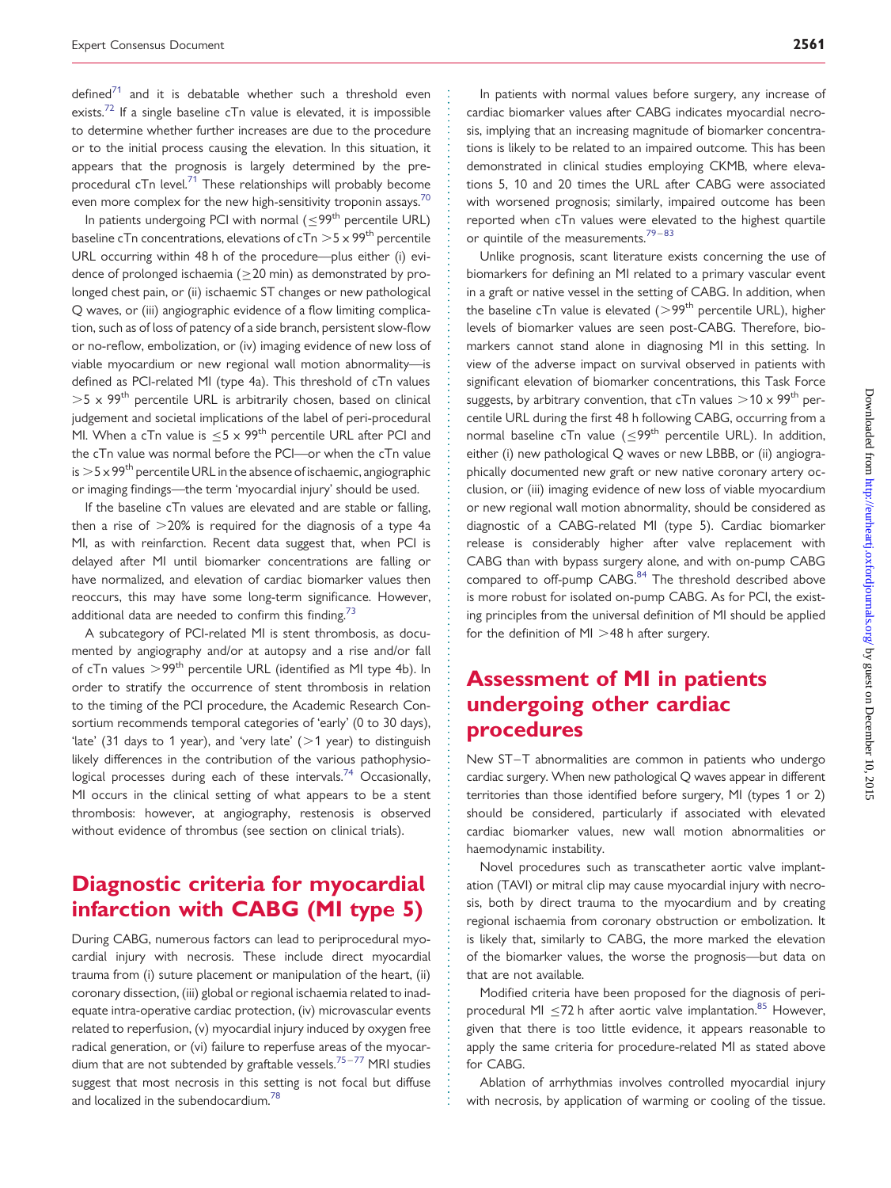defined[71] and it is debatable whether such a threshold even exists.[72] If a single baseline cTn value is elevated, it is impossible to determine whether further increases are due to the procedure or to the initial process causing the elevation. In this situation, it appears that the prognosis is largely determined by the pre-procedural cTn level.[71] These relationships will probably become even more complex for the new high-sensitivity troponin assays.[70]

In patients undergoing PCI with normal (≤99th percentile URL) baseline cTn concentrations, elevations of cTn >5 x 99th percentile URL occurring within 48 h of the procedure—plus either (i) evidence of prolonged ischaemia (≥20 min) as demonstrated by prolonged chest pain, or (ii) ischaemic ST changes or new pathological Q waves, or (iii) angiographic evidence of a flow limiting complication, such as of loss of patency of a side branch, persistent slow-flow or no-reflow, embolization, or (iv) imaging evidence of new loss of viable myocardium or new regional wall motion abnormality—is defined as PCI-related MI (type 4a). This threshold of cTn values >5 x 99th percentile URL is arbitrarily chosen, based on clinical judgement and societal implications of the label of peri-procedural MI. When a cTn value is ≤5 x 99th percentile URL after PCI and the cTn value was normal before the PCI—or when the cTn value is >5 x 99th percentile URL in the absence of ischaemic, angiographic or imaging findings—the term 'myocardial injury' should be used.

If the baseline cTn values are elevated and are stable or falling, then a rise of >20% is required for the diagnosis of a type 4a MI, as with reinfarction. Recent data suggest that, when PCI is delayed after MI until biomarker concentrations are falling or have normalized, and elevation of cardiac biomarker values then reoccurs, this may have some long-term significance. However, additional data are needed to confirm this finding.[73]

A subcategory of PCI-related MI is stent thrombosis, as documented by angiography and/or at autopsy and a rise and/or fall of cTn values >99th percentile URL (identified as MI type 4b). In order to stratify the occurrence of stent thrombosis in relation to the timing of the PCI procedure, the Academic Research Consortium recommends temporal categories of 'early' (0 to 30 days), 'late' (31 days to 1 year), and 'very late' (>1 year) to distinguish likely differences in the contribution of the various pathophysiological processes during each of these intervals.[74] Occasionally, MI occurs in the clinical setting of what appears to be a stent thrombosis: however, at angiography, restenosis is observed without evidence of thrombus (see section on clinical trials).

# Diagnostic criteria for myocardial infarction with CABG (MI type 5)

During CABG, numerous factors can lead to periprocedural myocardial injury with necrosis. These include direct myocardial trauma from (i) suture placement or manipulation of the heart, (ii) coronary dissection, (iii) global or regional ischaemia related to inadequate intra-operative cardiac protection, (iv) microvascular events related to reperfusion, (v) myocardial injury induced by oxygen free radical generation, or (vi) failure to reperfuse areas of the myocardium that are not subtended by graftable vessels.[75–77] MRI studies suggest that most necrosis in this setting is not focal but diffuse and localized in the subendocardium.[78]

In patients with normal values before surgery, any increase of cardiac biomarker values after CABG indicates myocardial necrosis, implying that an increasing magnitude of biomarker concentrations is likely to be related to an impaired outcome. This has been demonstrated in clinical studies employing CKMB, where elevations 5, 10 and 20 times the URL after CABG were associated with worsened prognosis; similarly, impaired outcome has been reported when cTn values were elevated to the highest quartile or quintile of the measurements.[79–83]

Unlike prognosis, scant literature exists concerning the use of biomarkers for defining an MI related to a primary vascular event in a graft or native vessel in the setting of CABG. In addition, when the baseline cTn value is elevated (>99th percentile URL), higher levels of biomarker values are seen post-CABG. Therefore, biomarkers cannot stand alone in diagnosing MI in this setting. In view of the adverse impact on survival observed in patients with significant elevation of biomarker concentrations, this Task Force suggests, by arbitrary convention, that cTn values >10 x 99th percentile URL during the first 48 h following CABG, occurring from a normal baseline cTn value (≤99th percentile URL). In addition, either (i) new pathological Q waves or new LBBB, or (ii) angiographically documented new graft or new native coronary artery occlusion, or (iii) imaging evidence of new loss of viable myocardium or new regional wall motion abnormality, should be considered as diagnostic of a CABG-related MI (type 5). Cardiac biomarker release is considerably higher after valve replacement with CABG than with bypass surgery alone, and with on-pump CABG compared to off-pump CABG.[84] The threshold described above is more robust for isolated on-pump CABG. As for PCI, the existing principles from the universal definition of MI should be applied for the definition of MI >48 h after surgery.

# Assessment of MI in patients undergoing other cardiac procedures

New ST–T abnormalities are common in patients who undergo cardiac surgery. When new pathological Q waves appear in different territories than those identified before surgery, MI (types 1 or 2) should be considered, particularly if associated with elevated cardiac biomarker values, new wall motion abnormalities or haemodynamic instability.

Novel procedures such as transcatheter aortic valve implantation (TAVI) or mitral clip may cause myocardial injury with necrosis, both by direct trauma to the myocardium and by creating regional ischaemia from coronary obstruction or embolization. It is likely that, similarly to CABG, the more marked the elevation of the biomarker values, the worse the prognosis—but data on that are not available.

Modified criteria have been proposed for the diagnosis of periprocedural MI ≤72 h after aortic valve implantation.[85] However, given that there is too little evidence, it appears reasonable to apply the same criteria for procedure-related MI as stated above for CABG.

Ablation of arrhythmias involves controlled myocardial injury with necrosis, by application of warming or cooling of the tissue.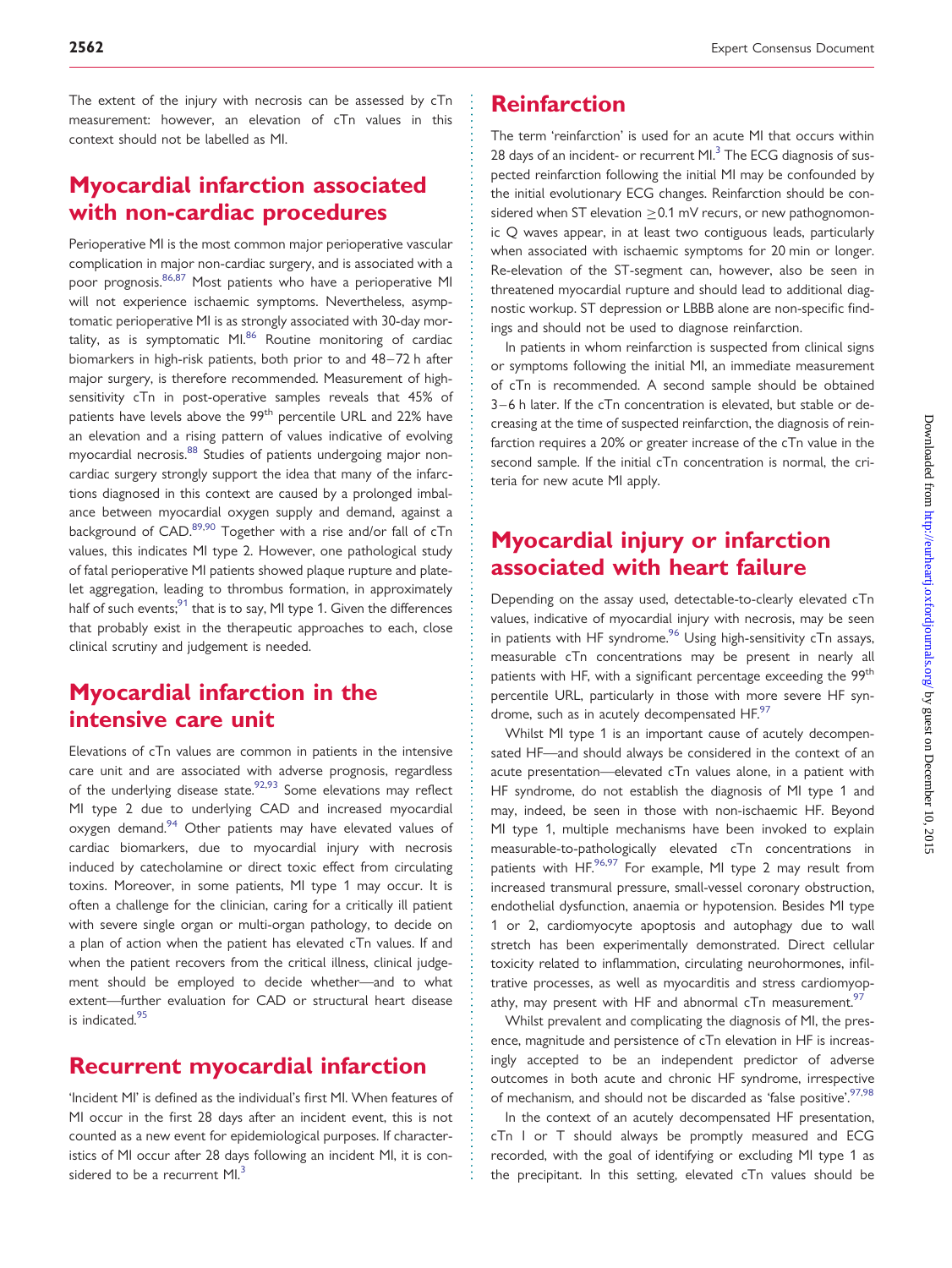The extent of the injury with necrosis can be assessed by cTn measurement: however, an elevation of cTn values in this context should not be labelled as MI.

## Myocardial infarction associated with non-cardiac procedures

Perioperative MI is the most common major perioperative vascular complication in major non-cardiac surgery, and is associated with a poor prognosis.[86,87] Most patients who have a perioperative MI will not experience ischaemic symptoms. Nevertheless, asymptomatic perioperative MI is as strongly associated with 30-day mortality, as is symptomatic MI.[86] Routine monitoring of cardiac biomarkers in high-risk patients, both prior to and 48–72 h after major surgery, is therefore recommended. Measurement of high-sensitivity cTn in post-operative samples reveals that 45% of patients have levels above the 99th percentile URL and 22% have an elevation and a rising pattern of values indicative of evolving myocardial necrosis.[88] Studies of patients undergoing major non-cardiac surgery strongly support the idea that many of the infarctions diagnosed in this context are caused by a prolonged imbalance between myocardial oxygen supply and demand, against a background of CAD.[89,90] Together with a rise and/or fall of cTn values, this indicates MI type 2. However, one pathological study of fatal perioperative MI patients showed plaque rupture and platelet aggregation, leading to thrombus formation, in approximately half of such events;[91] that is to say, MI type 1. Given the differences that probably exist in the therapeutic approaches to each, close clinical scrutiny and judgement is needed.

## Myocardial infarction in the intensive care unit

Elevations of cTn values are common in patients in the intensive care unit and are associated with adverse prognosis, regardless of the underlying disease state.[92,93] Some elevations may reflect MI type 2 due to underlying CAD and increased myocardial oxygen demand.[94] Other patients may have elevated values of cardiac biomarkers, due to myocardial injury with necrosis induced by catecholamine or direct toxic effect from circulating toxins. Moreover, in some patients, MI type 1 may occur. It is often a challenge for the clinician, caring for a critically ill patient with severe single organ or multi-organ pathology, to decide on a plan of action when the patient has elevated cTn values. If and when the patient recovers from the critical illness, clinical judgement should be employed to decide whether—and to what extent—further evaluation for CAD or structural heart disease is indicated.[95]

## Recurrent myocardial infarction

'Incident MI' is defined as the individual's first MI. When features of MI occur in the first 28 days after an incident event, this is not counted as a new event for epidemiological purposes. If characteristics of MI occur after 28 days following an incident MI, it is considered to be a recurrent MI.[3]

## Reinfarction

The term 'reinfarction' is used for an acute MI that occurs within 28 days of an incident- or recurrent MI.[3] The ECG diagnosis of suspected reinfarction following the initial MI may be confounded by the initial evolutionary ECG changes. Reinfarction should be considered when ST elevation ≥0.1 mV recurs, or new pathognomonic Q waves appear, in at least two contiguous leads, particularly when associated with ischaemic symptoms for 20 min or longer. Re-elevation of the ST-segment can, however, also be seen in threatened myocardial rupture and should lead to additional diagnostic workup. ST depression or LBBB alone are non-specific findings and should not be used to diagnose reinfarction.

In patients in whom reinfarction is suspected from clinical signs or symptoms following the initial MI, an immediate measurement of cTn is recommended. A second sample should be obtained 3–6 h later. If the cTn concentration is elevated, but stable or decreasing at the time of suspected reinfarction, the diagnosis of reinfarction requires a 20% or greater increase of the cTn value in the second sample. If the initial cTn concentration is normal, the criteria for new acute MI apply.

## Myocardial injury or infarction associated with heart failure

Depending on the assay used, detectable-to-clearly elevated cTn values, indicative of myocardial injury with necrosis, may be seen in patients with HF syndrome.[96] Using high-sensitivity cTn assays, measurable cTn concentrations may be present in nearly all patients with HF, with a significant percentage exceeding the 99th percentile URL, particularly in those with more severe HF syndrome, such as in acutely decompensated HF.[97]

Whilst MI type 1 is an important cause of acutely decompensated HF—and should always be considered in the context of an acute presentation—elevated cTn values alone, in a patient with HF syndrome, do not establish the diagnosis of MI type 1 and may, indeed, be seen in those with non-ischaemic HF. Beyond MI type 1, multiple mechanisms have been invoked to explain measurable-to-pathologically elevated cTn concentrations in patients with HF.[96,97] For example, MI type 2 may result from increased transmural pressure, small-vessel coronary obstruction, endothelial dysfunction, anaemia or hypotension. Besides MI type 1 or 2, cardiomyocyte apoptosis and autophagy due to wall stretch has been experimentally demonstrated. Direct cellular toxicity related to inflammation, circulating neurohormones, infiltrative processes, as well as myocarditis and stress cardiomyopathy, may present with HF and abnormal cTn measurement.[97]

Whilst prevalent and complicating the diagnosis of MI, the presence, magnitude and persistence of cTn elevation in HF is increasingly accepted to be an independent predictor of adverse outcomes in both acute and chronic HF syndrome, irrespective of mechanism, and should not be discarded as 'false positive'.[97,98]

In the context of an acutely decompensated HF presentation, cTn I or T should always be promptly measured and ECG recorded, with the goal of identifying or excluding MI type 1 as the precipitant. In this setting, elevated cTn values should be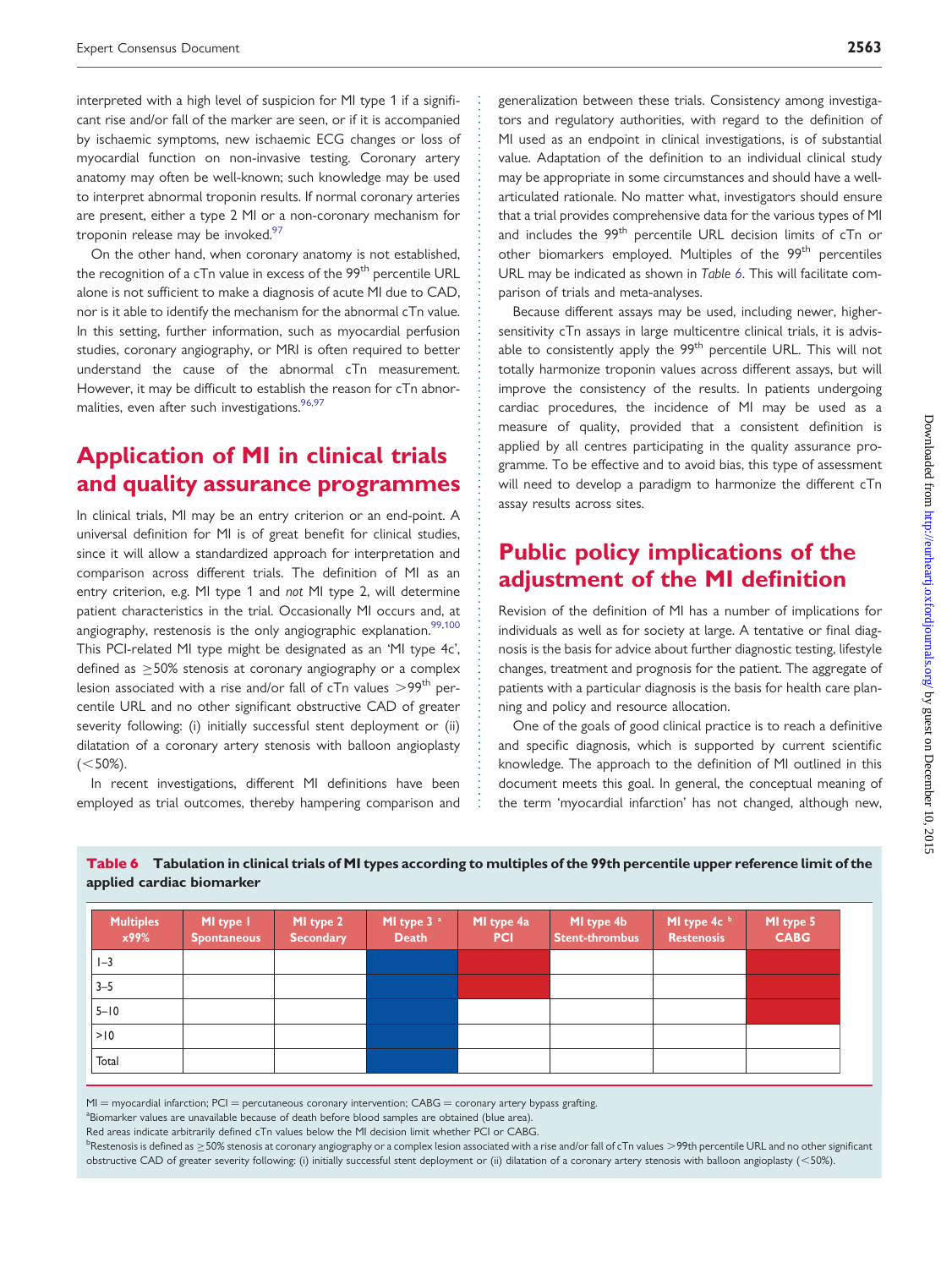interpreted with a high level of suspicion for MI type 1 if a significant rise and/or fall of the marker are seen, or if it is accompanied by ischaemic symptoms, new ischaemic ECG changes or loss of myocardial function on non-invasive testing. Coronary artery anatomy may often be well-known; such knowledge may be used to interpret abnormal troponin results. If normal coronary arteries are present, either a type 2 MI or a non-coronary mechanism for troponin release may be invoked.[97]

On the other hand, when coronary anatomy is not established, the recognition of a cTn value in excess of the 99th percentile URL alone is not sufficient to make a diagnosis of acute MI due to CAD, nor is it able to identify the mechanism for the abnormal cTn value. In this setting, further information, such as myocardial perfusion studies, coronary angiography, or MRI is often required to better understand the cause of the abnormal cTn measurement. However, it may be difficult to establish the reason for cTn abnormalities, even after such investigations.[96,97]

# Application of MI in clinical trials and quality assurance programmes

In clinical trials, MI may be an entry criterion or an end-point. A universal definition for MI is of great benefit for clinical studies, since it will allow a standardized approach for interpretation and comparison across different trials. The definition of MI as an entry criterion, e.g. MI type 1 and *not* MI type 2, will determine patient characteristics in the trial. Occasionally MI occurs and, at angiography, restenosis is the only angiographic explanation.[99,100] This PCI-related MI type might be designated as an 'MI type 4c', defined as $\geq$50% stenosis at coronary angiography or a complex lesion associated with a rise and/or fall of cTn values $>$99th percentile URL and no other significant obstructive CAD of greater severity following: (i) initially successful stent deployment or (ii) dilatation of a coronary artery stenosis with balloon angioplasty ($<$50%).

In recent investigations, different MI definitions have been employed as trial outcomes, thereby hampering comparison and generalization between these trials. Consistency among investigators and regulatory authorities, with regard to the definition of MI used as an endpoint in clinical investigations, is of substantial value. Adaptation of the definition to an individual clinical study may be appropriate in some circumstances and should have a well-articulated rationale. No matter what, investigators should ensure that a trial provides comprehensive data for the various types of MI and includes the 99th percentile URL decision limits of cTn or other biomarkers employed. Multiples of the 99th percentiles URL may be indicated as shown in *Table 6*. This will facilitate comparison of trials and meta-analyses.

Because different assays may be used, including newer, higher-sensitivity cTn assays in large multicentre clinical trials, it is advisable to consistently apply the 99th percentile URL. This will not totally harmonize troponin values across different assays, but will improve the consistency of the results. In patients undergoing cardiac procedures, the incidence of MI may be used as a measure of quality, provided that a consistent definition is applied by all centres participating in the quality assurance programme. To be effective and to avoid bias, this type of assessment will need to develop a paradigm to harmonize the different cTn assay results across sites.

# Public policy implications of the adjustment of the MI definition

Revision of the definition of MI has a number of implications for individuals as well as for society at large. A tentative or final diagnosis is the basis for advice about further diagnostic testing, lifestyle changes, treatment and prognosis for the patient. The aggregate of patients with a particular diagnosis is the basis for health care planning and policy and resource allocation.

One of the goals of good clinical practice is to reach a definitive and specific diagnosis, which is supported by current scientific knowledge. The approach to the definition of MI outlined in this document meets this goal. In general, the conceptual meaning of the term 'myocardial infarction' has not changed, although new,

**Table 6** Tabulation in clinical trials of MI types according to multiples of the 99th percentile upper reference limit of the applied cardiac biomarker

| Multiples x99% | MI type 1 Spontaneous | MI type 2 Secondary | MI type 3 [a] Death | MI type 4a PCI | MI type 4b Stent-thrombus | MI type 4c [b] Restenosis | MI type 5 CABG |
|---|---|---|---|---|---|---|---|
| 1–3 | | | | | | | |
| 3–5 | | | | | | | |
| 5–10 | | | | | | | |
| >10 | | | | | | | |
| Total | | | | | | | |

MI = myocardial infarction; PCI = percutaneous coronary intervention; CABG = coronary artery bypass grafting.

[a]Biomarker values are unavailable because of death before blood samples are obtained (blue area).

Red areas indicate arbitrarily defined cTn values below the MI decision limit whether PCI or CABG.

[b]Restenosis is defined as $\geq$50% stenosis at coronary angiography or a complex lesion associated with a rise and/or fall of cTn values $>$99th percentile URL and no other significant obstructive CAD of greater severity following: (i) initially successful stent deployment or (ii) dilatation of a coronary artery stenosis with balloon angioplasty ($<$50%).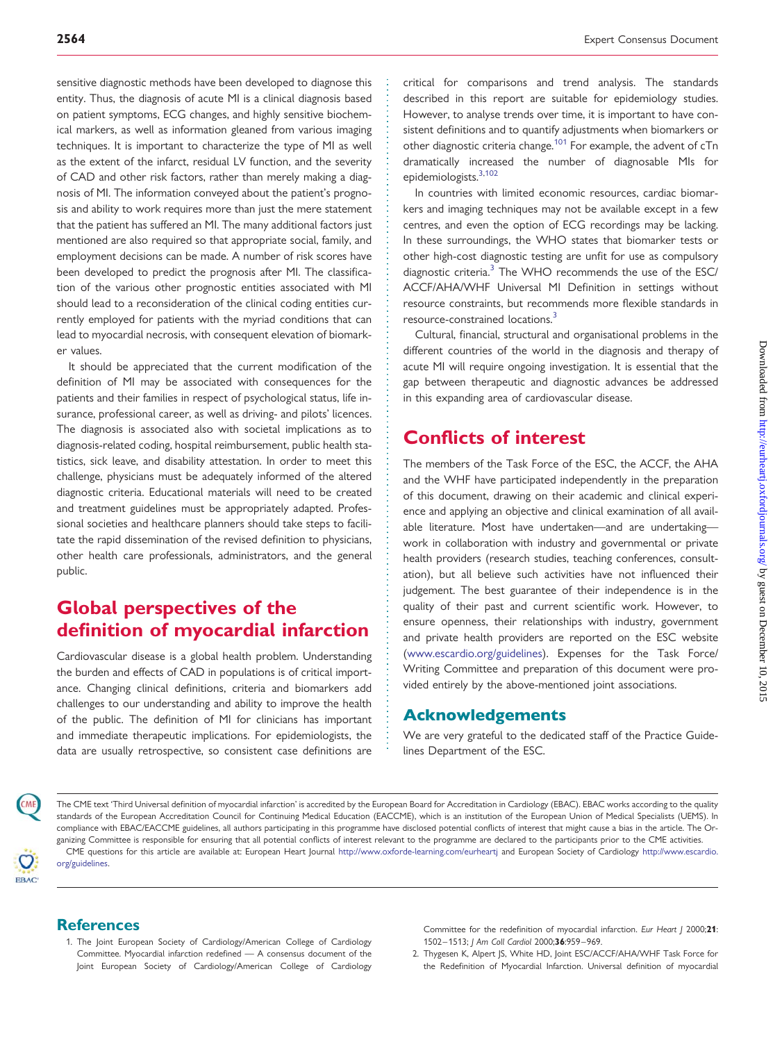sensitive diagnostic methods have been developed to diagnose this entity. Thus, the diagnosis of acute MI is a clinical diagnosis based on patient symptoms, ECG changes, and highly sensitive biochemical markers, as well as information gleaned from various imaging techniques. It is important to characterize the type of MI as well as the extent of the infarct, residual LV function, and the severity of CAD and other risk factors, rather than merely making a diagnosis of MI. The information conveyed about the patient's prognosis and ability to work requires more than just the mere statement that the patient has suffered an MI. The many additional factors just mentioned are also required so that appropriate social, family, and employment decisions can be made. A number of risk scores have been developed to predict the prognosis after MI. The classification of the various other prognostic entities associated with MI should lead to a reconsideration of the clinical coding entities currently employed for patients with the myriad conditions that can lead to myocardial necrosis, with consequent elevation of biomarker values.

It should be appreciated that the current modification of the definition of MI may be associated with consequences for the patients and their families in respect of psychological status, life insurance, professional career, as well as driving- and pilots' licences. The diagnosis is associated also with societal implications as to diagnosis-related coding, hospital reimbursement, public health statistics, sick leave, and disability attestation. In order to meet this challenge, physicians must be adequately informed of the altered diagnostic criteria. Educational materials will need to be created and treatment guidelines must be appropriately adapted. Professional societies and healthcare planners should take steps to facilitate the rapid dissemination of the revised definition to physicians, other health care professionals, administrators, and the general public.

# Global perspectives of the definition of myocardial infarction

Cardiovascular disease is a global health problem. Understanding the burden and effects of CAD in populations is of critical importance. Changing clinical definitions, criteria and biomarkers add challenges to our understanding and ability to improve the health of the public. The definition of MI for clinicians has important and immediate therapeutic implications. For epidemiologists, the data are usually retrospective, so consistent case definitions are critical for comparisons and trend analysis. The standards described in this report are suitable for epidemiology studies. However, to analyse trends over time, it is important to have consistent definitions and to quantify adjustments when biomarkers or other diagnostic criteria change.[101] For example, the advent of cTn dramatically increased the number of diagnosable MIs for epidemiologists.[3,102]

In countries with limited economic resources, cardiac biomarkers and imaging techniques may not be available except in a few centres, and even the option of ECG recordings may be lacking. In these surroundings, the WHO states that biomarker tests or other high-cost diagnostic testing are unfit for use as compulsory diagnostic criteria.[3] The WHO recommends the use of the ESC/ACCF/AHA/WHF Universal MI Definition in settings without resource constraints, but recommends more flexible standards in resource-constrained locations.[3]

Cultural, financial, structural and organisational problems in the different countries of the world in the diagnosis and therapy of acute MI will require ongoing investigation. It is essential that the gap between therapeutic and diagnostic advances be addressed in this expanding area of cardiovascular disease.

# Conflicts of interest

The members of the Task Force of the ESC, the ACCF, the AHA and the WHF have participated independently in the preparation of this document, drawing on their academic and clinical experience and applying an objective and clinical examination of all available literature. Most have undertaken—and are undertaking—work in collaboration with industry and governmental or private health providers (research studies, teaching conferences, consultation), but all believe such activities have not influenced their judgement. The best guarantee of their independence is in the quality of their past and current scientific work. However, to ensure openness, their relationships with industry, government and private health providers are reported on the ESC website (www.escardio.org/guidelines). Expenses for the Task Force/Writing Committee and preparation of this document were provided entirely by the above-mentioned joint associations.

## Acknowledgements

We are very grateful to the dedicated staff of the Practice Guidelines Department of the ESC.

The CME text 'Third Universal definition of myocardial infarction' is accredited by the European Board for Accreditation in Cardiology (EBAC). EBAC works according to the quality standards of the European Accreditation Council for Continuing Medical Education (EACCME), which is an institution of the European Union of Medical Specialists (UEMS). In compliance with EBAC/EACCME guidelines, all authors participating in this programme have disclosed potential conflicts of interest that might cause a bias in the article. The Organizing Committee is responsible for ensuring that all potential conflicts of interest relevant to the programme are declared to the participants prior to the CME activities.

CME questions for this article are available at: European Heart Journal http://www.oxforde-learning.com/eurheartj and European Society of Cardiology http://www.escardio.org/guidelines.

# References

1. The Joint European Society of Cardiology/American College of Cardiology Committee. Myocardial infarction redefined — A consensus document of the Joint European Society of Cardiology/American College of Cardiology Committee for the redefinition of myocardial infarction. *Eur Heart J* 2000;**21**:1502–1513; *J Am Coll Cardiol* 2000;**36**:959–969.
2. Thygesen K, Alpert JS, White HD, Joint ESC/ACCF/AHA/WHF Task Force for the Redefinition of Myocardial Infarction. Universal definition of myocardial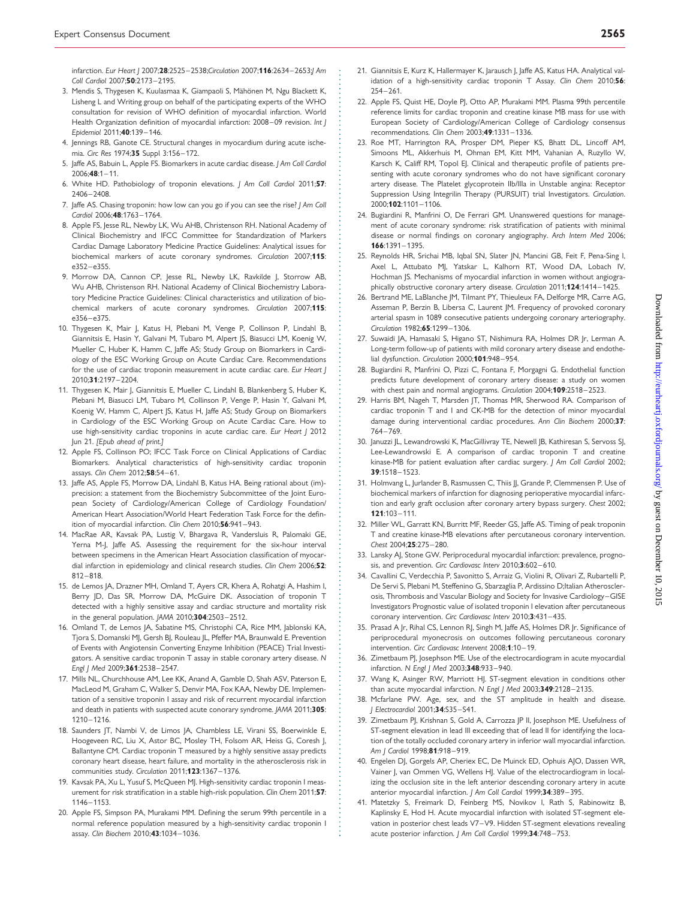infarction. *Eur Heart J* 2007;**28**:2525–2538;*Circulation* 2007;**116**:2634–2653;*J Am Coll Cardiol* 2007;**50**:2173–2195.

3. Mendis S, Thygesen K, Kuulasmaa K, Giampaoli S, Mähönen M, Ngu Blackett K, Lisheng L and Writing group on behalf of the participating experts of the WHO consultation for revision of WHO definition of myocardial infarction. World Health Organization definition of myocardial infarction: 2008–09 revision. *Int J Epidemiol* 2011;**40**:139–146.
4. Jennings RB, Ganote CE. Structural changes in myocardium during acute ischemia. *Circ Res* 1974;**35** Suppl 3:156–172.
5. Jaffe AS, Babuin L, Apple FS. Biomarkers in acute cardiac disease. *J Am Coll Cardiol* 2006;**48**:1–11.
6. White HD. Pathobiology of troponin elevations. *J Am Coll Cardiol* 2011;**57**: 2406–2408.
7. Jaffe AS. Chasing troponin: how low can you go if you can see the rise? *J Am Coll Cardiol* 2006;**48**:1763–1764.
8. Apple FS, Jesse RL, Newby LK, Wu AHB, Christenson RH. National Academy of Clinical Biochemistry and IFCC Committee for Standardization of Markers Cardiac Damage Laboratory Medicine Practice Guidelines: Analytical issues for biochemical markers of acute coronary syndromes. *Circulation* 2007;**115**: e352–e355.
9. Morrow DA, Cannon CP, Jesse RL, Newby LK, Ravkilde J, Storrow AB, Wu AHB, Christenson RH. National Academy of Clinical Biochemistry Laboratory Medicine Practice Guidelines: Clinical characteristics and utilization of biochemical markers of acute coronary syndromes. *Circulation* 2007;**115**: e356–e375.
10. Thygesen K, Mair J, Katus H, Plebani M, Venge P, Collinson P, Lindahl B, Giannitsis E, Hasin Y, Galvani M, Tubaro M, Alpert JS, Biasucci LM, Koenig W, Mueller C, Huber K, Hamm C, Jaffe AS; Study Group on Biomarkers in Cardiology of the ESC Working Group on Acute Cardiac Care. Recommendations for the use of cardiac troponin measurement in acute cardiac care. *Eur Heart J* 2010;**31**:2197–2204.
11. Thygesen K, Mair J, Giannitsis E, Mueller C, Lindahl B, Blankenberg S, Huber K, Plebani M, Biasucci LM, Tubaro M, Collinson P, Venge P, Hasin Y, Galvani M, Koenig W, Hamm C, Alpert JS, Katus H, Jaffe AS; Study Group on Biomarkers in Cardiology of the ESC Working Group on Acute Cardiac Care. How to use high-sensitivity cardiac troponins in acute cardiac care. *Eur Heart J* 2012 Jun 21. *[Epub ahead of print.]*
12. Apple FS, Collinson PO; IFCC Task Force on Clinical Applications of Cardiac Biomarkers. Analytical characteristics of high-sensitivity cardiac troponin assays. *Clin Chem* 2012;**58**:54–61.
13. Jaffe AS, Apple FS, Morrow DA, Lindahl B, Katus HA. Being rational about (im)-precision: a statement from the Biochemistry Subcommittee of the Joint European Society of Cardiology/American College of Cardiology Foundation/American Heart Association/World Heart Federation Task Force for the definition of myocardial infarction. *Clin Chem* 2010;**56**:941–943.
14. MacRae AR, Kavsak PA, Lustig V, Bhargava R, Vandersluis R, Palomaki GE, Yerna M-J, Jaffe AS. Assessing the requirement for the six-hour interval between specimens in the American Heart Association classification of myocardial infarction in epidemiology and clinical research studies. *Clin Chem* 2006;**52**: 812–818.
15. de Lemos JA, Drazner MH, Omland T, Ayers CR, Khera A, Rohatgi A, Hashim I, Berry JD, Das SR, Morrow DA, McGuire DK. Association of troponin T detected with a highly sensitive assay and cardiac structure and mortality risk in the general population. *JAMA* 2010;**304**:2503–2512.
16. Omland T, de Lemos JA, Sabatine MS, Christophi CA, Rice MM, Jablonski KA, Tjora S, Domanski MJ, Gersh BJ, Rouleau JL, Pfeffer MA, Braunwald E. Prevention of Events with Angiotensin Converting Enzyme Inhibition (PEACE) Trial Investigators. A sensitive cardiac troponin T assay in stable coronary artery disease. *N Engl J Med* 2009;**361**:2538–2547.
17. Mills NL, Churchhouse AM, Lee KK, Anand A, Gamble D, Shah ASV, Paterson E, MacLeod M, Graham C, Walker S, Denvir MA, Fox KAA, Newby DE. Implementation of a sensitive troponin I assay and risk of recurrent myocardial infarction and death in patients with suspected acute conorary syndrome. *JAMA* 2011;**305**: 1210–1216.
18. Saunders JT, Nambi V, de Limos JA, Chambless LE, Virani SS, Boerwinkle E, Hoogeveen RC, Liu X, Astor BC, Mosley TH, Folsom AR, Heiss G, Coresh J, Ballantyne CM. Cardiac troponin T measured by a highly sensitive assay predicts coronary heart disease, heart failure, and mortality in the atherosclerosis risk in communities study. *Circulation* 2011;**123**:1367–1376.
19. Kavsak PA, Xu L, Yusuf S, McQueen MJ. High-sensitivity cardiac troponin I measurement for risk stratification in a stable high-risk population. *Clin Chem* 2011;**57**: 1146–1153.
20. Apple FS, Simpson PA, Murakami MM. Defining the serum 99th percentile in a normal reference population measured by a high-sensitivity cardiac troponin I assay. *Clin Biochem* 2010;**43**:1034–1036.
21. Giannitsis E, Kurz K, Hallermayer K, Jarausch J, Jaffe AS, Katus HA. Analytical validation of a high-sensitivity cardiac troponin T Assay. *Clin Chem* 2010;**56**: 254–261.
22. Apple FS, Quist HE, Doyle PJ, Otto AP, Murakami MM. Plasma 99th percentile reference limits for cardiac troponin and creatine kinase MB mass for use with European Society of Cardiology/American College of Cardiology consensus recommendations. *Clin Chem* 2003;**49**:1331–1336.
23. Roe MT, Harrington RA, Prosper DM, Pieper KS, Bhatt DL, Lincoff AM, Simoons ML, Akkerhuis M, Ohman EM, Kitt MM, Vahanian A, Ruzyllo W, Karsch K, Califf RM, Topol EJ. Clinical and therapeutic profile of patients presenting with acute coronary syndromes who do not have significant coronary artery disease. The Platelet glycoprotein IIb/IIIa in Unstable angina: Receptor Suppression Using Integrilin Therapy (PURSUIT) trial Investigators. *Circulation*. 2000;**102**:1101–1106.
24. Bugiardini R, Manfrini O, De Ferrari GM. Unanswered questions for management of acute coronary syndrome: risk stratification of patients with minimal disease or normal findings on coronary angiography. *Arch Intern Med* 2006; **166**:1391–1395.
25. Reynolds HR, Srichai MB, Iqbal SN, Slater JN, Mancini GB, Feit F, Pena-Sing I, Axel L, Attubato MJ, Yatskar L, Kalhorn RT, Wood DA, Lobach IV, Hochman JS. Mechanisms of myocardial infarction in women without angiographically obstructive coronary artery disease. *Circulation* 2011;**124**:1414–1425.
26. Bertrand ME, LaBlanche JM, Tilmant PY, Thieuleux FA, Delforge MR, Carre AG, Asseman P, Berzin B, Libersa C, Laurent JM. Frequency of provoked coronary arterial spasm in 1089 consecutive patients undergoing coronary arteriography. *Circulation* 1982;**65**:1299–1306.
27. Suwaidi JA, Hamasaki S, Higano ST, Nishimura RA, Holmes DR Jr, Lerman A. Long-term follow-up of patients with mild coronary artery disease and endothelial dysfunction. *Circulation* 2000;**101**:948–954.
28. Bugiardini R, Manfrini O, Pizzi C, Fontana F, Morgagni G. Endothelial function predicts future development of coronary artery disease: a study on women with chest pain and normal angiograms. *Circulation* 2004;**109**:2518–2523.
29. Harris BM, Nageh T, Marsden JT, Thomas MR, Sherwood RA. Comparison of cardiac troponin T and I and CK-MB for the detection of minor myocardial damage during interventional cardiac procedures. *Ann Clin Biochem* 2000;**37**: 764–769.
30. Januzzi JL, Lewandrowski K, MacGillivray TE, Newell JB, Kathiresan S, Servoss SJ, Lee-Lewandrowski E. A comparison of cardiac troponin T and creatine kinase-MB for patient evaluation after cardiac surgery. *J Am Coll Cardiol* 2002; **39**:1518–1523.
31. Holmvang L, Jurlander B, Rasmussen C, Thiis JJ, Grande P, Clemmensen P. Use of biochemical markers of infarction for diagnosing perioperative myocardial infarction and early graft occlusion after coronary artery bypass surgery. *Chest* 2002; **121**:103–111.
32. Miller WL, Garratt KN, Burritt MF, Reeder GS, Jaffe AS. Timing of peak troponin T and creatine kinase-MB elevations after percutaneous coronary intervention. *Chest* 2004;**25**:275–280.
33. Lansky AJ, Stone GW. Periprocedural myocardial infarction: prevalence, prognosis, and prevention. *Circ Cardiovasc Interv* 2010;**3**:602–610.
34. Cavallini C, Verdecchia P, Savonitto S, Arraiz G, Violini R, Olivari Z, Rubartelli P, De Servi S, Plebani M, Steffenino G, Sbarzaglia P, Ardissino D;Italian Atherosclerosis, Thrombosis and Vascular Biology and Society for Invasive Cardiology–GISE Investigators Prognostic value of isolated troponin I elevation after percutaneous coronary intervention. *Circ Cardiovasc Interv* 2010;**3**:431–435.
35. Prasad A Jr, Rihal CS, Lennon RJ, Singh M, Jaffe AS, Holmes DR Jr. Significance of periprocedural myonecrosis on outcomes following percutaneous coronary intervention. *Circ Cardiovasc Intervent* 2008;**1**:10–19.
36. Zimetbaum PJ, Josephson ME. Use of the electrocardiogram in acute myocardial infarction. *N Engl J Med* 2003;**348**:933–940.
37. Wang K, Asinger RW, Marriott HJ. ST-segment elevation in conditions other than acute myocardial infarction. *N Engl J Med* 2003;**349**:2128–2135.
38. Mcfarlane PW. Age, sex, and the ST amplitude in health and disease. *J Electrocardiol* 2001;**34**:S35–S41.
39. Zimetbaum PJ, Krishnan S, Gold A, Carrozza JP II, Josephson ME. Usefulness of ST-segment elevation in lead III exceeding that of lead II for identifying the location of the totally occluded coronary artery in inferior wall myocardial infarction. *Am J Cardiol* 1998;**81**:918–919.
40. Engelen DJ, Gorgels AP, Cheriex EC, De Muinck ED, Ophuis AJO, Dassen WR, Vainer J, van Ommen VG, Wellens HJ. Value of the electrocardiogram in localizing the occlusion site in the left anterior descending coronary artery in acute anterior myocardial infarction. *J Am Coll Cardiol* 1999;**34**:389–395.
41. Matetzky S, Freimark D, Feinberg MS, Novikov I, Rath S, Rabinowitz B, Kaplinsky E, Hod H. Acute myocardial infarction with isolated ST-segment elevation in posterior chest leads V7–V9. Hidden ST-segment elevations revealing acute posterior infarction. *J Am Coll Cardiol* 1999;**34**:748–753.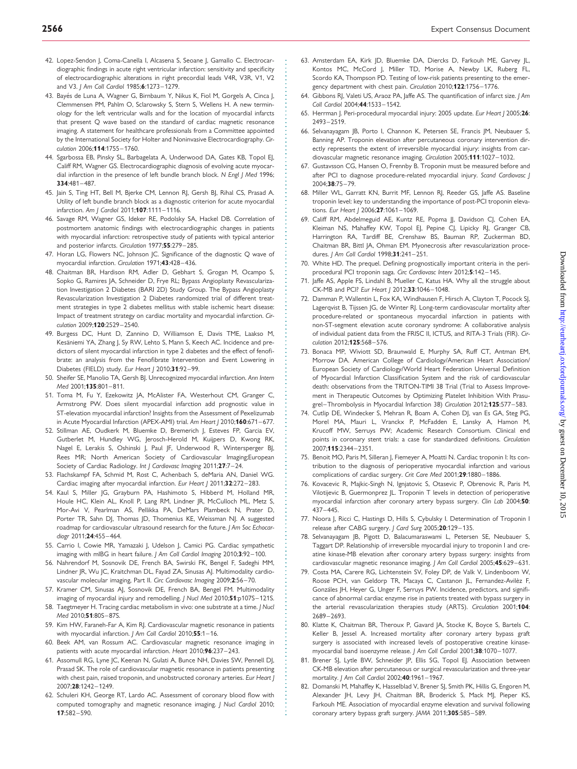42. Lopez-Sendon J, Coma-Canella I, Alcasena S, Seoane J, Gamallo C. Electrocardiographic findings in acute right ventricular infarction: sensitivity and specificity of electrocardiographic alterations in right precordial leads V4R, V3R, V1, V2 and V3. *J Am Coll Cardiol* 1985;**6**:1273–1279.
43. Bayés de Luna A, Wagner G, Birnbaum Y, Nikus K, Fiol M, Gorgels A, Cinca J, Clemmensen PM, Pahlm O, Sclarowsky S, Stern S, Wellens H. A new terminology for the left ventricular walls and for the location of myocardial infarcts that present Q wave based on the standard of cardiac magnetic resonance imaging. A statement for healthcare professionals from a Committee appointed by the International Society for Holter and Noninvasive Electrocardiography. *Circulation* 2006;**114**:1755–1760.
44. Sgarbossa EB, Pinsky SL, Barbagelata A, Underwood DA, Gates KB, Topol EJ, Califf RM, Wagner GS. Electrocardiographic diagnosis of evolving acute myocardial infarction in the presence of left bundle branch block. *N Engl J Med* 1996; **334**:481–487.
45. Jain S, Ting HT, Bell M, Bjerke CM, Lennon RJ, Gersh BJ, Rihal CS, Prasad A. Utility of left bundle branch block as a diagnostic criterion for acute myocardial infarction. *Am J Cardiol* 2011;**107**:1111–1116.
46. Savage RM, Wagner GS, Ideker RE, Podolsky SA, Hackel DB. Correlation of postmortem anatomic findings with electrocardiographic changes in patients with myocardial infarction: retrospective study of patients with typical anterior and posterior infarcts. *Circulation* 1977;**55**:279–285.
47. Horan LG, Flowers NC, Johnson JC. Significance of the diagnostic Q wave of myocardial infarction. *Circulation* 1971;**43**:428–436.
48. Chaitman BR, Hardison RM, Adler D, Gebhart S, Grogan M, Ocampo S, Sopko G, Ramires JA, Schneider D, Frye RL; Bypass Angioplasty Revascularization Investigation 2 Diabetes (BARI 2D) Study Group. The Bypass Angioplasty Revascularization Investigation 2 Diabetes randomized trial of different treatment strategies in type 2 diabetes mellitus with stable ischemic heart disease: Impact of treatment strategy on cardiac mortality and myocardial infarction. *Circulation* 2009;**120**:2529–2540.
49. Burgess DC, Hunt D, Zannino D, Williamson E, Davis TME, Laakso M, Kesäniemi YA, Zhang J, Sy RW, Lehto S, Mann S, Keech AC. Incidence and predictors of silent myocardial infarction in type 2 diabetes and the effect of fenofibrate: an analysis from the Fenofibrate Intervention and Event Lowering in Diabetes (FIELD) study. *Eur Heart J* 2010;**31**:92–99.
50. Sheifer SE, Manolio TA, Gersh BJ. Unrecognized myocardial infarction. *Ann Intern Med* 2001;**135**:801–811.
51. Toma M, Fu Y, Ezekowitz JA, McAlister FA, Westerhout CM, Granger C, Armstrong PW. Does silent myocardial infarction add prognostic value in ST-elevation myocardial infarction? Insights from the Assessment of Pexelizumab in Acute Myocardial Infarction (APEX-AMI) trial. *Am Heart J* 2010;**160**:671–677.
52. Stillman AE, Oudkerk M, Bluemke D, Bremerich J, Esteves FP, Garcia EV, Gutberlet M, Hundley WG, Jerosch-Herold M, Kuijpers D, Kwong RK, Nagel E, Lerakis S, Oshinski J, Paul JF, Underwood R, Wintersperger BJ, Rees MR; North American Society of Cardiovascular Imaging;European Society of Cardiac Radiology. *Int J Cardiovasc Imaging* 2011;**27**:7–24.
53. Flachskampf FA, Schmid M, Rost C, Achenbach S, deMaria AN, Daniel WG. Cardiac imaging after myocardial infarction. *Eur Heart J* 2011;**32**:272–283.
54. Kaul S, Miller JG, Grayburn PA, Hashimoto S, Hibberd M, Holland MR, Houle HC, Klein AL, Knoll P, Lang RM, Lindner JR, McCulloch ML, Metz S, Mor-Avi V, Pearlman AS, Pellikka PA, DeMars Plambeck N, Prater D, Porter TR, Sahn DJ, Thomas JD, Thomenius KE, Weissman NJ. A suggested roadmap for cardiovascular ultrasound research for the future. *J Am Soc Echocardiogr* 2011;**24**:455–464.
55. Carrio I, Cowie MR, Yamazaki J, Udelson J, Camici PG. Cardiac sympathetic imaging with mIBG in heart failure. *J Am Coll Cardiol Imaging* 2010;**3**:92–100.
56. Nahrendorf M, Sosnovik DE, French BA, Swirski FK, Bengel F, Sadeghi MM, Lindner JR, Wu JC, Kraitchman DL, Fayad ZA, Sinusas AJ. Multimodality cardiovascular molecular imaging, Part II. *Circ Cardiovasc Imaging* 2009;**2**:56–70.
57. Kramer CM, Sinusas AJ, Sosnovik DE, French BA, Bengel FM. Multimodality imaging of myocardial injury and remodelling. *J Nucl Med* 2010;**51**:p107S–121S.
58. Taegtmeyer H. Tracing cardiac metabolism in vivo: one substrate at a time. *J Nucl Med* 2010;**51**:80S–87S.
59. Kim HW, Faraneh-Far A, Kim RJ. Cardiovascular magnetic resonance in patients with myocardial infarction. *J Am Coll Cardiol* 2010;**55**:1–16.
60. Beek AM, van Rossum AC. Cardiovascular magnetic resonance imaging in patients with acute myocardial infarction. *Heart* 2010;**96**:237–243.
61. Assomull RG, Lyne JC, Keenan N, Gulati A, Bunce NH, Davies SW, Pennell DJ, Prasad SK. The role of cardiovascular magnetic resonance in patients presenting with chest pain, raised troponin, and unobstructed coronary arteries. *Eur Heart J* 2007;**28**:1242–1249.
62. Schuleri KH, George RT, Lardo AC. Assessment of coronary blood flow with computed tomography and magnetic resonance imaging. *J Nucl Cardiol* 2010; **17**:582–590.
63. Amsterdam EA, Kirk JD, Bluemke DA, Diercks D, Farkouh ME, Garvey JL, Kontos MC, McCord J, Miller TD, Morise A, Newby LK, Ruberg FL, Scordo KA, Thompson PD. Testing of low-risk patients presenting to the emergency department with chest pain. *Circulation* 2010;**122**:1756–1776.
64. Gibbons RJ, Valeti US, Araoz PA, Jaffe AS. The quantification of infarct size. *J Am Coll Cardiol* 2004;**44**:1533–1542.
65. Herrman J. Peri-procedural myocardial injury: 2005 update. *Eur Heart J* 2005;**26**: 2493–2519.
66. Selvanayagam JB, Porto I, Channon K, Petersen SE, Francis JM, Neubauer S, Banning AP. Troponin elevation after percutaneous coronary intervention directly represents the extent of irreversible myocardial injury: insights from cardiovascular magnetic resonance imaging. *Circulation* 2005;**111**:1027–1032.
67. Gustavsson CG, Hansen O, Frennby B. Troponin must be measured before and after PCI to diagnose procedure-related myocardial injury. *Scand Cardiovasc J* 2004;**38**:75–79.
68. Miller WL, Garratt KN, Burrit MF, Lennon RJ, Reeder GS, Jaffe AS. Baseline troponin level: key to understanding the importance of post-PCI troponin elevations. *Eur Heart J* 2006;**27**:1061–1069.
69. Califf RM, Abdelmeguid AE, Kuntz RE, Popma JJ, Davidson CJ, Cohen EA, Kleiman NS, Mahaffey KW, Topol EJ, Pepine CJ, Lipicky RJ, Granger CB, Harrington RA, Tardiff BE, Crenshaw BS, Bauman RP, Zuckerman BD, Chaitman BR, Bittl JA, Ohman EM. Myonecrosis after revascularization procedures. *J Am Coll Cardiol* 1998;**31**:241–251.
70. White HD. The prequel. Defining prognostically important criteria in the periprocedural PCI troponin saga. *Circ Cardiovasc Interv* 2012;**5**:142–145.
71. Jaffe AS, Apple FS, Lindahl B, Mueller C, Katus HA. Why all the struggle about CK-MB and PCI? *Eur Heart J* 2012;**33**:1046–1048.
72. Damman P, Wallentin L, Fox KA, Windhausen F, Hirsch A, Clayton T, Pocock SJ, Lagerqvist B, Tijssen JG, de Winter RJ. Long-term cardiovascular mortality after procedure-related or spontaneous myocardial infarction in patients with non-ST-segment elevation acute coronary syndrome: A collaborative analysis of individual patient data from the FRISC II, ICTUS, and RITA-3 Trials (FIR). *Circulation* 2012;**125**:568–576.
73. Bonaca MP, Wiviott SD, Braunwald E, Murphy SA, Ruff CT, Antman EM, Morrow DA. American College of Cardiology/American Heart Association/European Society of Cardiology/World Heart Federation Universal Definition of Myocardial Infarction Classification System and the risk of cardiovascular death: observations from the TRITON-TIMI 38 Trial (Trial to Assess Improvement in Therapeutic Outcomes by Optimizing Platelet Inhibition With Prasugrel–Thrombolysis in Myocardial Infarction 38) *Circulation* 2012;**125**:577–583.
74. Cutlip DE, Windecker S, Mehran R, Boam A, Cohen DJ, van Es GA, Steg PG, Morel MA, Mauri L, Vranckx P, McFadden E, Lansky A, Hamon M, Krucoff MW, Serruys PW; Academic Research Consortium. Clinical end points in coronary stent trials: a case for standardized definitions. *Circulation* 2007;**115**:2344–2351.
75. Benoit MO, Paris M, Silleran J, Fiemeyer A, Moatti N. Cardiac troponin I: Its contribution to the diagnosis of perioperative myocardial infarction and various complications of cardiac surgery. *Crit Care Med* 2001;**29**:1880–1886.
76. Kovacevic R, Majkic-Singh N, Ignjatovic S, Otasevic P, Obrenovic R, Paris M, Vilotijevic B, Guermonprez JL. Troponin T levels in detection of perioperative myocardial infarction after coronary artery bypass surgery. *Clin Lab* 2004;**50**: 437–445.
77. Noora J, Ricci C, Hastings D, Hills S, Cybulsky I. Determination of Troponin I release after CABG surgery. *J Card Surg* 2005;**20**:129–135.
78. Selvanayagam JB, Pigott D, Balacumaraswami L, Petersen SE, Neubauer S, Taggart DP. Relationship of irreversible myocardial injury to troponin I and creatine kinase-MB elevation after coronary artery bypass surgery: insights from cardiovascular magnetic resonance imaging. *J Am Coll Cardiol* 2005;**45**:629–631.
79. Costa MA, Carere RG, Lichtenstein SV, Foley DP, de Valk V, Lindenboom W, Roose PCH, van Geldorp TR, Macaya C, Castanon JL, Fernandez-Avilèz F, Gonzáles JH, Heyer G, Unger F, Serruys PW. Incidence, predictors, and significance of abnormal cardiac enzyme rise in patients treated with bypass surgery in the arterial revascularization therapies study (ARTS). *Circulation* 2001;**104**: 2689–2693.
80. Klatte K, Chaitman BR, Theroux P, Gavard JA, Stocke K, Boyce S, Bartels C, Keller B, Jessel A. Increased mortality after coronary artery bypass graft surgery is associated with increased levels of postoperative creatine kinase-myocardial band isoenzyme release. *J Am Coll Cardiol* 2001;**38**:1070–1077.
81. Brener SJ, Lytle BW, Schneider JP, Ellis SG, Topol EJ. Association between CK-MB elevation after percutaneous or surgical revascularization and three-year mortality. *J Am Coll Cardiol* 2002;**40**:1961–1967.
82. Domanski M, Mahaffey K, Hasselblad V, Brener SJ, Smith PK, Hillis G, Engoren M, Alexander JH, Levy JH, Chaitman BR, Broderick S, Mack MJ, Pieper KS, Farkouh ME. Association of myocardial enzyme elevation and survival following coronary artery bypass graft surgery. *JAMA* 2011;**305**:585–589.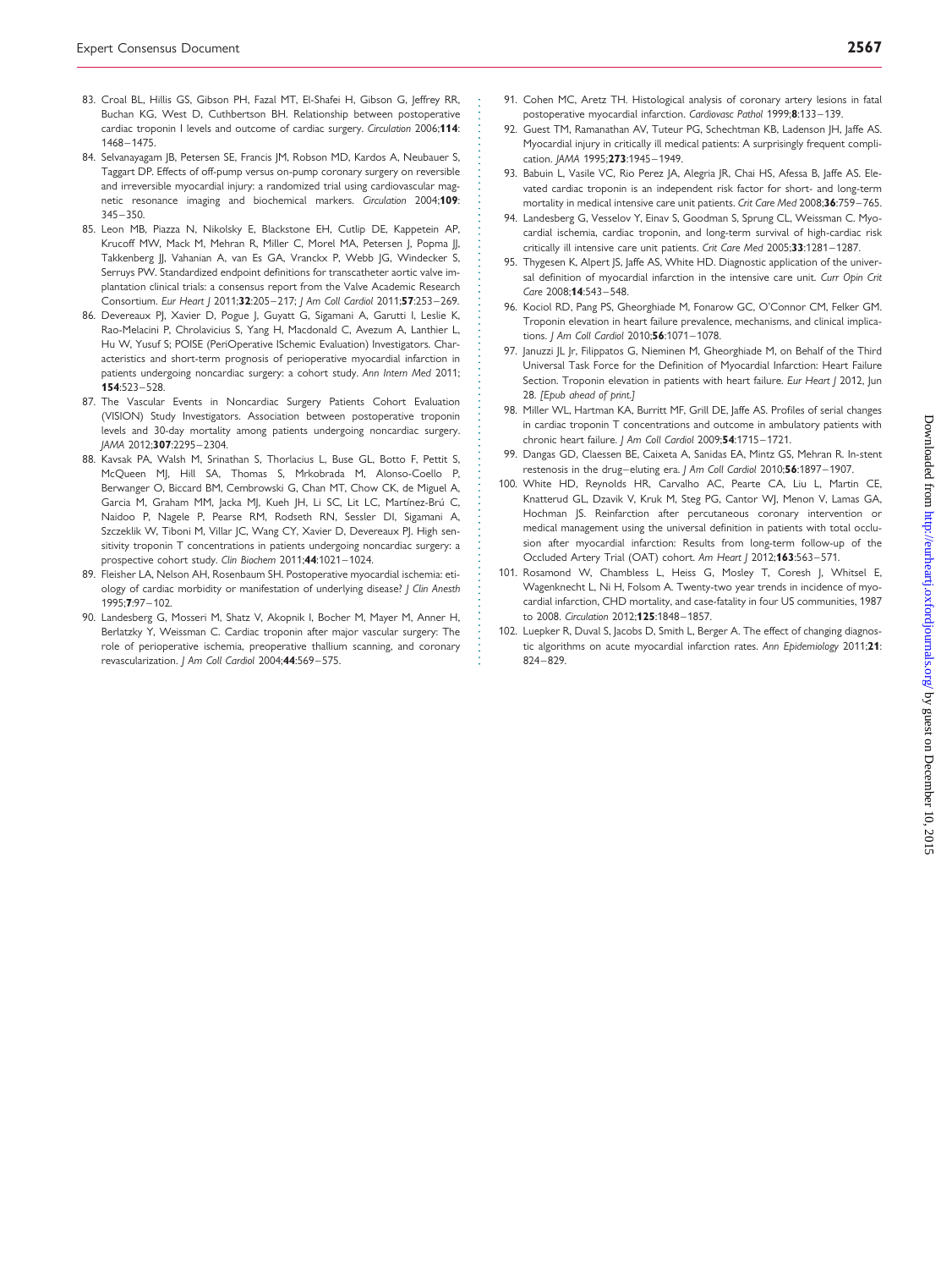83. Croal BL, Hillis GS, Gibson PH, Fazal MT, El-Shafei H, Gibson G, Jeffrey RR, Buchan KG, West D, Cuthbertson BH. Relationship between postoperative cardiac troponin I levels and outcome of cardiac surgery. *Circulation* 2006;**114**: 1468–1475.
84. Selvanayagam JB, Petersen SE, Francis JM, Robson MD, Kardos A, Neubauer S, Taggart DP. Effects of off-pump versus on-pump coronary surgery on reversible and irreversible myocardial injury: a randomized trial using cardiovascular magnetic resonance imaging and biochemical markers. *Circulation* 2004;**109**: 345–350.
85. Leon MB, Piazza N, Nikolsky E, Blackstone EH, Cutlip DE, Kappetein AP, Krucoff MW, Mack M, Mehran R, Miller C, Morel MA, Petersen J, Popma JJ, Takkenberg JJ, Vahanian A, van Es GA, Vranckx P, Webb JG, Windecker S, Serruys PW. Standardized endpoint definitions for transcatheter aortic valve implantation clinical trials: a consensus report from the Valve Academic Research Consortium. *Eur Heart J* 2011;**32**:205–217; *J Am Coll Cardiol* 2011;**57**:253–269.
86. Devereaux PJ, Xavier D, Pogue J, Guyatt G, Sigamani A, Garutti I, Leslie K, Rao-Melacini P, Chrolavicius S, Yang H, Macdonald C, Avezum A, Lanthier L, Hu W, Yusuf S; POISE (PeriOperative ISchemic Evaluation) Investigators. Characteristics and short-term prognosis of perioperative myocardial infarction in patients undergoing noncardiac surgery: a cohort study. *Ann Intern Med* 2011; **154**:523–528.
87. The Vascular Events in Noncardiac Surgery Patients Cohort Evaluation (VISION) Study Investigators. Association between postoperative troponin levels and 30-day mortality among patients undergoing noncardiac surgery. *JAMA* 2012;**307**:2295–2304.
88. Kavsak PA, Walsh M, Srinathan S, Thorlacius L, Buse GL, Botto F, Pettit S, McQueen MJ, Hill SA, Thomas S, Mrkobrada M, Alonso-Coello P, Berwanger O, Biccard BM, Cembrowski G, Chan MT, Chow CK, de Miguel A, Garcia M, Graham MM, Jacka MJ, Kueh JH, Li SC, Lit LC, Martínez-Brú C, Naidoo P, Nagele P, Pearse RM, Rodseth RN, Sessler DI, Sigamani A, Szczeklik W, Tiboni M, Villar JC, Wang CY, Xavier D, Devereaux PJ. High sensitivity troponin T concentrations in patients undergoing noncardiac surgery: a prospective cohort study. *Clin Biochem* 2011;**44**:1021–1024.
89. Fleisher LA, Nelson AH, Rosenbaum SH. Postoperative myocardial ischemia: etiology of cardiac morbidity or manifestation of underlying disease? *J Clin Anesth* 1995;**7**:97–102.
90. Landesberg G, Mosseri M, Shatz V, Akopnik I, Bocher M, Mayer M, Anner H, Berlatzky Y, Weissman C. Cardiac troponin after major vascular surgery: The role of perioperative ischemia, preoperative thallium scanning, and coronary revascularization. *J Am Coll Cardiol* 2004;**44**:569–575.
91. Cohen MC, Aretz TH. Histological analysis of coronary artery lesions in fatal postoperative myocardial infarction. *Cardiovasc Pathol* 1999;**8**:133–139.
92. Guest TM, Ramanathan AV, Tuteur PG, Schechtman KB, Ladenson JH, Jaffe AS. Myocardial injury in critically ill medical patients: A surprisingly frequent complication. *JAMA* 1995;**273**:1945–1949.
93. Babuin L, Vasile VC, Rio Perez JA, Alegria JR, Chai HS, Afessa B, Jaffe AS. Elevated cardiac troponin is an independent risk factor for short- and long-term mortality in medical intensive care unit patients. *Crit Care Med* 2008;**36**:759–765.
94. Landesberg G, Vesselov Y, Einav S, Goodman S, Sprung CL, Weissman C. Myocardial ischemia, cardiac troponin, and long-term survival of high-cardiac risk critically ill intensive care unit patients. *Crit Care Med* 2005;**33**:1281–1287.
95. Thygesen K, Alpert JS, Jaffe AS, White HD. Diagnostic application of the universal definition of myocardial infarction in the intensive care unit. *Curr Opin Crit Care* 2008;**14**:543–548.
96. Kociol RD, Pang PS, Gheorghiade M, Fonarow GC, O'Connor CM, Felker GM. Troponin elevation in heart failure prevalence, mechanisms, and clinical implications. *J Am Coll Cardiol* 2010;**56**:1071–1078.
97. Januzzi JL Jr, Filippatos G, Nieminen M, Gheorghiade M, on Behalf of the Third Universal Task Force for the Definition of Myocardial Infarction: Heart Failure Section. Troponin elevation in patients with heart failure. *Eur Heart J* 2012, Jun 28. *[Epub ahead of print.]*
98. Miller WL, Hartman KA, Burritt MF, Grill DE, Jaffe AS. Profiles of serial changes in cardiac troponin T concentrations and outcome in ambulatory patients with chronic heart failure. *J Am Coll Cardiol* 2009;**54**:1715–1721.
99. Dangas GD, Claessen BE, Caixeta A, Sanidas EA, Mintz GS, Mehran R. In-stent restenosis in the drug–eluting era. *J Am Coll Cardiol* 2010;**56**:1897–1907.
100. White HD, Reynolds HR, Carvalho AC, Pearte CA, Liu L, Martin CE, Knatterud GL, Dzavik V, Kruk M, Steg PG, Cantor WJ, Menon V, Lamas GA, Hochman JS. Reinfarction after percutaneous coronary intervention or medical management using the universal definition in patients with total occlusion after myocardial infarction: Results from long-term follow-up of the Occluded Artery Trial (OAT) cohort. *Am Heart J* 2012;**163**:563–571.
101. Rosamond W, Chambless L, Heiss G, Mosley T, Coresh J, Whitsel E, Wagenknecht L, Ni H, Folsom A. Twenty-two year trends in incidence of myocardial infarction, CHD mortality, and case-fatality in four US communities, 1987 to 2008. *Circulation* 2012;**125**:1848–1857.
102. Luepker R, Duval S, Jacobs D, Smith L, Berger A. The effect of changing diagnostic algorithms on acute myocardial infarction rates. *Ann Epidemiology* 2011;**21**: 824–829.